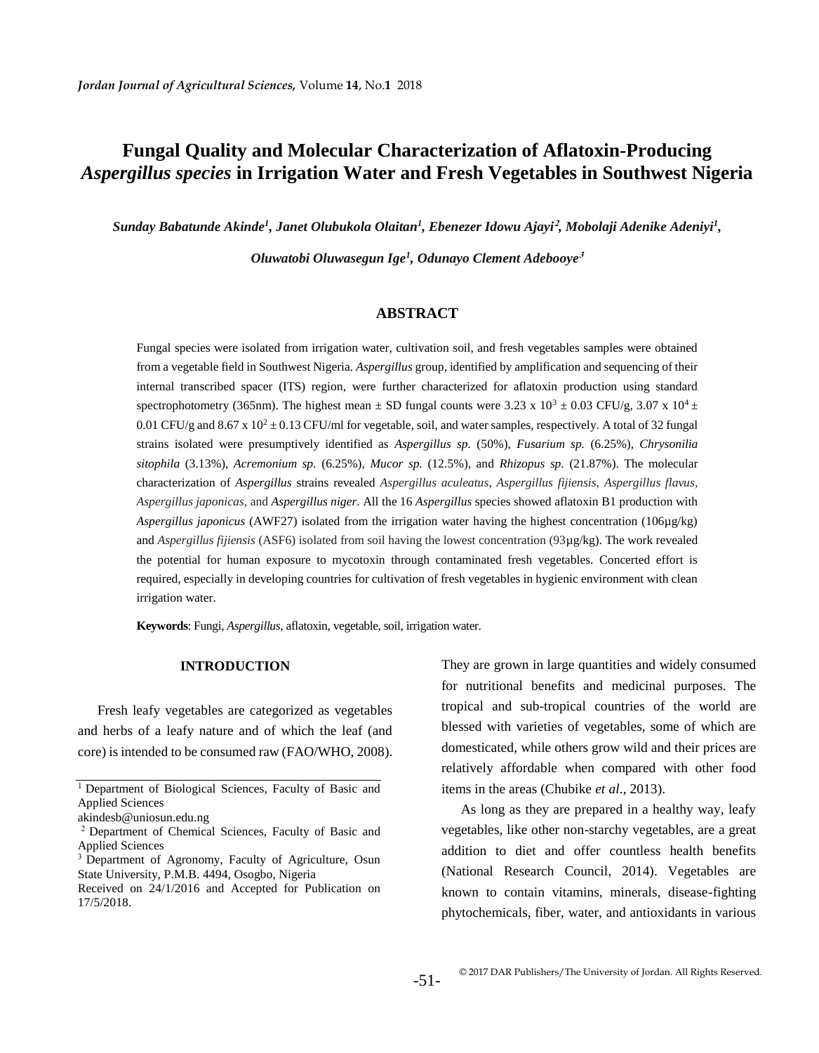# Fungal Quality and Molecular Characterization of Aflatoxin-Producing *Aspergillus species* in Irrigation Water and Fresh Vegetables in Southwest Nigeria

***Sunday Babatunde Akinde[1], Janet Olubukola Olaitan[1], Ebenezer Idowu Ajayi[2], Mobolaji Adenike Adeniyi[1], Oluwatobi Oluwasegun Ige[1], Odunayo Clement Adebooye[3]***

## ABSTRACT

Fungal species were isolated from irrigation water, cultivation soil, and fresh vegetables samples were obtained from a vegetable field in Southwest Nigeria. *Aspergillus* group, identified by amplification and sequencing of their internal transcribed spacer (ITS) region, were further characterized for aflatoxin production using standard spectrophotometry (365nm). The highest mean ± SD fungal counts were $3.23 \times 10^3 \pm 0.03$ CFU/g, $3.07 \times 10^4 \pm 0.01$ CFU/g and $8.67 \times 10^2 \pm 0.13$ CFU/ml for vegetable, soil, and water samples, respectively. A total of 32 fungal strains isolated were presumptively identified as *Aspergillus sp.* (50%), *Fusarium sp.* (6.25%), *Chrysonilia sitophila* (3.13%), *Acremonium sp.* (6.25%), *Mucor sp.* (12.5%), and *Rhizopus sp.* (21.87%). The molecular characterization of *Aspergillus* strains revealed *Aspergillus aculeatus*, *Aspergillus fijiensis*, *Aspergillus flavus*, *Aspergillus japonicas,* and *Aspergillus niger*. All the 16 *Aspergillus* species showed aflatoxin B1 production with *Aspergillus japonicus* (AWF27) isolated from the irrigation water having the highest concentration (106µg/kg) and *Aspergillus fijiensis* (ASF6) isolated from soil having the lowest concentration (93µg/kg). The work revealed the potential for human exposure to mycotoxin through contaminated fresh vegetables. Concerted effort is required, especially in developing countries for cultivation of fresh vegetables in hygienic environment with clean irrigation water.

**Keywords**: Fungi, *Aspergillus*, aflatoxin, vegetable, soil, irrigation water.

## INTRODUCTION

Fresh leafy vegetables are categorized as vegetables and herbs of a leafy nature and of which the leaf (and core) is intended to be consumed raw (FAO/WHO, 2008). They are grown in large quantities and widely consumed for nutritional benefits and medicinal purposes. The tropical and sub-tropical countries of the world are blessed with varieties of vegetables, some of which are domesticated, while others grow wild and their prices are relatively affordable when compared with other food items in the areas (Chubike *et al*., 2013).

As long as they are prepared in a healthy way, leafy vegetables, like other non-starchy vegetables, are a great addition to diet and offer countless health benefits (National Research Council, 2014). Vegetables are known to contain vitamins, minerals, disease-fighting phytochemicals, fiber, water, and antioxidants in various

---

[1] Department of Biological Sciences, Faculty of Basic and Applied Sciences
akindesb@uniosun.edu.ng
[2] Department of Chemical Sciences, Faculty of Basic and Applied Sciences
[3] Department of Agronomy, Faculty of Agriculture, Osun State University, P.M.B. 4494, Osogbo, Nigeria
Received on 24/1/2016 and Accepted for Publication on 17/5/2018.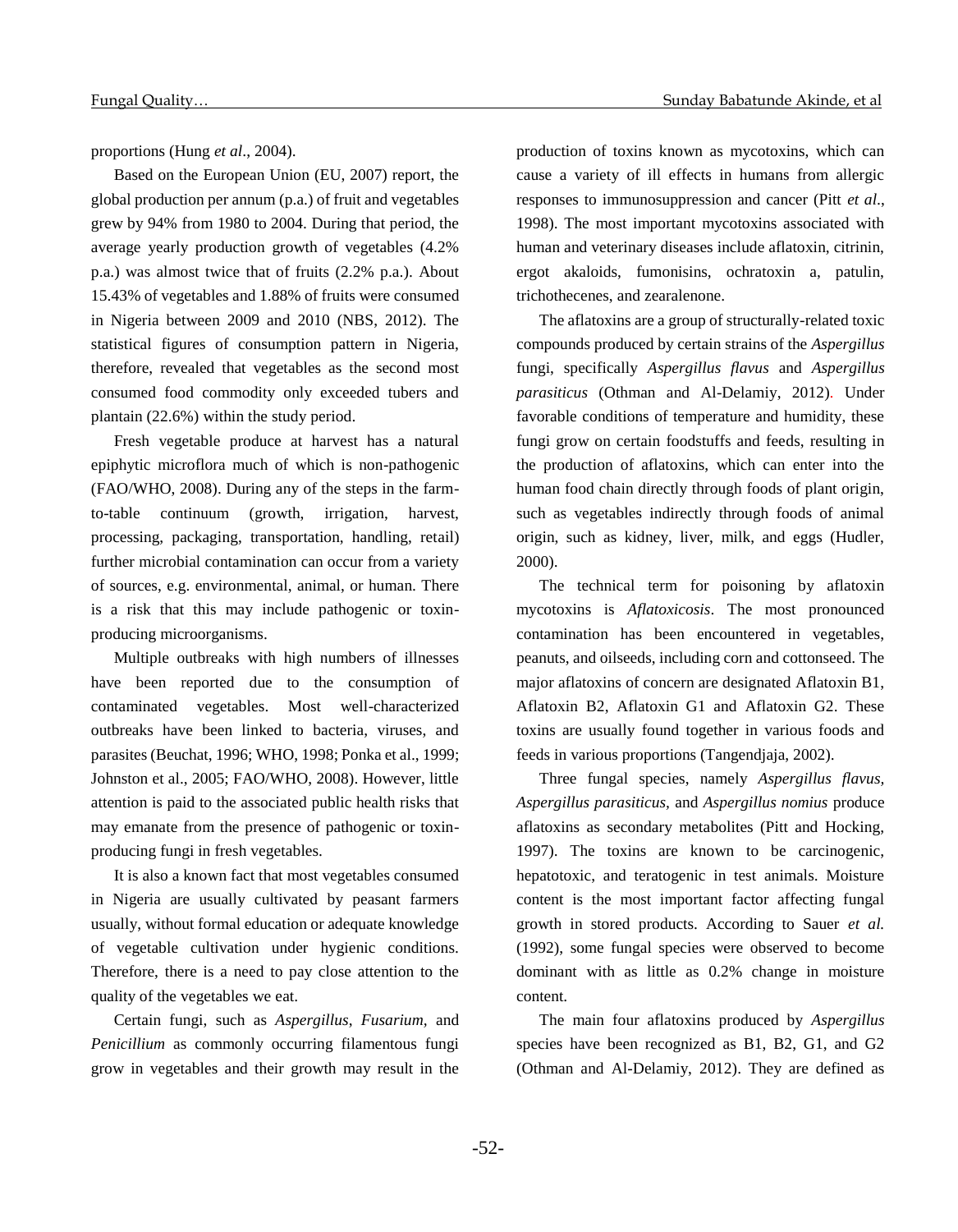proportions (Hung *et al*., 2004).

Based on the European Union (EU, 2007) report, the global production per annum (p.a.) of fruit and vegetables grew by 94% from 1980 to 2004. During that period, the average yearly production growth of vegetables (4.2% p.a.) was almost twice that of fruits (2.2% p.a.). About 15.43% of vegetables and 1.88% of fruits were consumed in Nigeria between 2009 and 2010 (NBS, 2012). The statistical figures of consumption pattern in Nigeria, therefore, revealed that vegetables as the second most consumed food commodity only exceeded tubers and plantain (22.6%) within the study period.

Fresh vegetable produce at harvest has a natural epiphytic microflora much of which is non-pathogenic (FAO/WHO, 2008). During any of the steps in the farm-to-table continuum (growth, irrigation, harvest, processing, packaging, transportation, handling, retail) further microbial contamination can occur from a variety of sources, e.g. environmental, animal, or human. There is a risk that this may include pathogenic or toxin-producing microorganisms.

Multiple outbreaks with high numbers of illnesses have been reported due to the consumption of contaminated vegetables. Most well-characterized outbreaks have been linked to bacteria, viruses, and parasites (Beuchat, 1996; WHO, 1998; Ponka et al., 1999; Johnston et al., 2005; FAO/WHO, 2008). However, little attention is paid to the associated public health risks that may emanate from the presence of pathogenic or toxin-producing fungi in fresh vegetables.

It is also a known fact that most vegetables consumed in Nigeria are usually cultivated by peasant farmers usually, without formal education or adequate knowledge of vegetable cultivation under hygienic conditions. Therefore, there is a need to pay close attention to the quality of the vegetables we eat.

Certain fungi, such as *Aspergillus*, *Fusarium*, and *Penicillium* as commonly occurring filamentous fungi grow in vegetables and their growth may result in the production of toxins known as mycotoxins, which can cause a variety of ill effects in humans from allergic responses to immunosuppression and cancer (Pitt *et al*., 1998). The most important mycotoxins associated with human and veterinary diseases include aflatoxin, citrinin, ergot akaloids, fumonisins, ochratoxin a, patulin, trichothecenes, and zearalenone.

The aflatoxins are a group of structurally-related toxic compounds produced by certain strains of the *Aspergillus* fungi, specifically *Aspergillus flavus* and *Aspergillus parasiticus* (Othman and Al-Delamiy, 2012). Under favorable conditions of temperature and humidity, these fungi grow on certain foodstuffs and feeds, resulting in the production of aflatoxins, which can enter into the human food chain directly through foods of plant origin, such as vegetables indirectly through foods of animal origin, such as kidney, liver, milk, and eggs (Hudler, 2000).

The technical term for poisoning by aflatoxin mycotoxins is *Aflatoxicosis*. The most pronounced contamination has been encountered in vegetables, peanuts, and oilseeds, including corn and cottonseed. The major aflatoxins of concern are designated Aflatoxin B1, Aflatoxin B2, Aflatoxin G1 and Aflatoxin G2. These toxins are usually found together in various foods and feeds in various proportions (Tangendjaja, 2002).

Three fungal species, namely *Aspergillus flavus*, *Aspergillus parasiticus*, and *Aspergillus nomius* produce aflatoxins as secondary metabolites (Pitt and Hocking, 1997). The toxins are known to be carcinogenic, hepatotoxic, and teratogenic in test animals. Moisture content is the most important factor affecting fungal growth in stored products. According to Sauer *et al.* (1992), some fungal species were observed to become dominant with as little as 0.2% change in moisture content.

The main four aflatoxins produced by *Aspergillus* species have been recognized as B1, B2, G1, and G2 (Othman and Al-Delamiy, 2012). They are defined as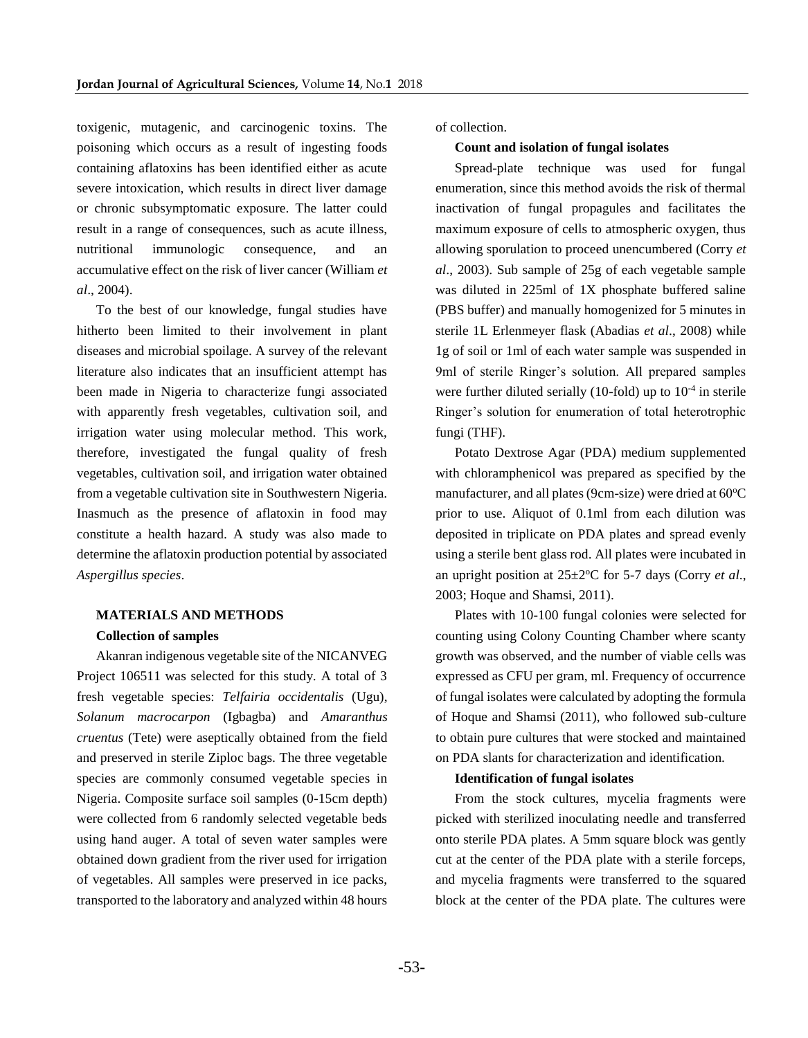toxigenic, mutagenic, and carcinogenic toxins. The poisoning which occurs as a result of ingesting foods containing aflatoxins has been identified either as acute severe intoxication, which results in direct liver damage or chronic subsymptomatic exposure. The latter could result in a range of consequences, such as acute illness, nutritional immunologic consequence, and an accumulative effect on the risk of liver cancer (William *et al*., 2004).

To the best of our knowledge, fungal studies have hitherto been limited to their involvement in plant diseases and microbial spoilage. A survey of the relevant literature also indicates that an insufficient attempt has been made in Nigeria to characterize fungi associated with apparently fresh vegetables, cultivation soil, and irrigation water using molecular method. This work, therefore, investigated the fungal quality of fresh vegetables, cultivation soil, and irrigation water obtained from a vegetable cultivation site in Southwestern Nigeria. Inasmuch as the presence of aflatoxin in food may constitute a health hazard. A study was also made to determine the aflatoxin production potential by associated *Aspergillus species*.

## MATERIALS AND METHODS

### Collection of samples

Akanran indigenous vegetable site of the NICANVEG Project 106511 was selected for this study. A total of 3 fresh vegetable species: *Telfairia occidentalis* (Ugu), *Solanum macrocarpon* (Igbagba) and *Amaranthus cruentus* (Tete) were aseptically obtained from the field and preserved in sterile Ziploc bags. The three vegetable species are commonly consumed vegetable species in Nigeria. Composite surface soil samples (0-15cm depth) were collected from 6 randomly selected vegetable beds using hand auger. A total of seven water samples were obtained down gradient from the river used for irrigation of vegetables. All samples were preserved in ice packs, transported to the laboratory and analyzed within 48 hours of collection.

### Count and isolation of fungal isolates

Spread-plate technique was used for fungal enumeration, since this method avoids the risk of thermal inactivation of fungal propagules and facilitates the maximum exposure of cells to atmospheric oxygen, thus allowing sporulation to proceed unencumbered (Corry *et al*., 2003). Sub sample of 25g of each vegetable sample was diluted in 225ml of 1X phosphate buffered saline (PBS buffer) and manually homogenized for 5 minutes in sterile 1L Erlenmeyer flask (Abadias *et al*., 2008) while 1g of soil or 1ml of each water sample was suspended in 9ml of sterile Ringer's solution. All prepared samples were further diluted serially (10-fold) up to $10^{-4}$ in sterile Ringer's solution for enumeration of total heterotrophic fungi (THF).

Potato Dextrose Agar (PDA) medium supplemented with chloramphenicol was prepared as specified by the manufacturer, and all plates (9cm-size) were dried at 60°C prior to use. Aliquot of 0.1ml from each dilution was deposited in triplicate on PDA plates and spread evenly using a sterile bent glass rod. All plates were incubated in an upright position at 25±2°C for 5-7 days (Corry *et al*., 2003; Hoque and Shamsi, 2011).

Plates with 10-100 fungal colonies were selected for counting using Colony Counting Chamber where scanty growth was observed, and the number of viable cells was expressed as CFU per gram, ml. Frequency of occurrence of fungal isolates were calculated by adopting the formula of Hoque and Shamsi (2011), who followed sub-culture to obtain pure cultures that were stocked and maintained on PDA slants for characterization and identification.

### Identification of fungal isolates

From the stock cultures, mycelia fragments were picked with sterilized inoculating needle and transferred onto sterile PDA plates. A 5mm square block was gently cut at the center of the PDA plate with a sterile forceps, and mycelia fragments were transferred to the squared block at the center of the PDA plate. The cultures were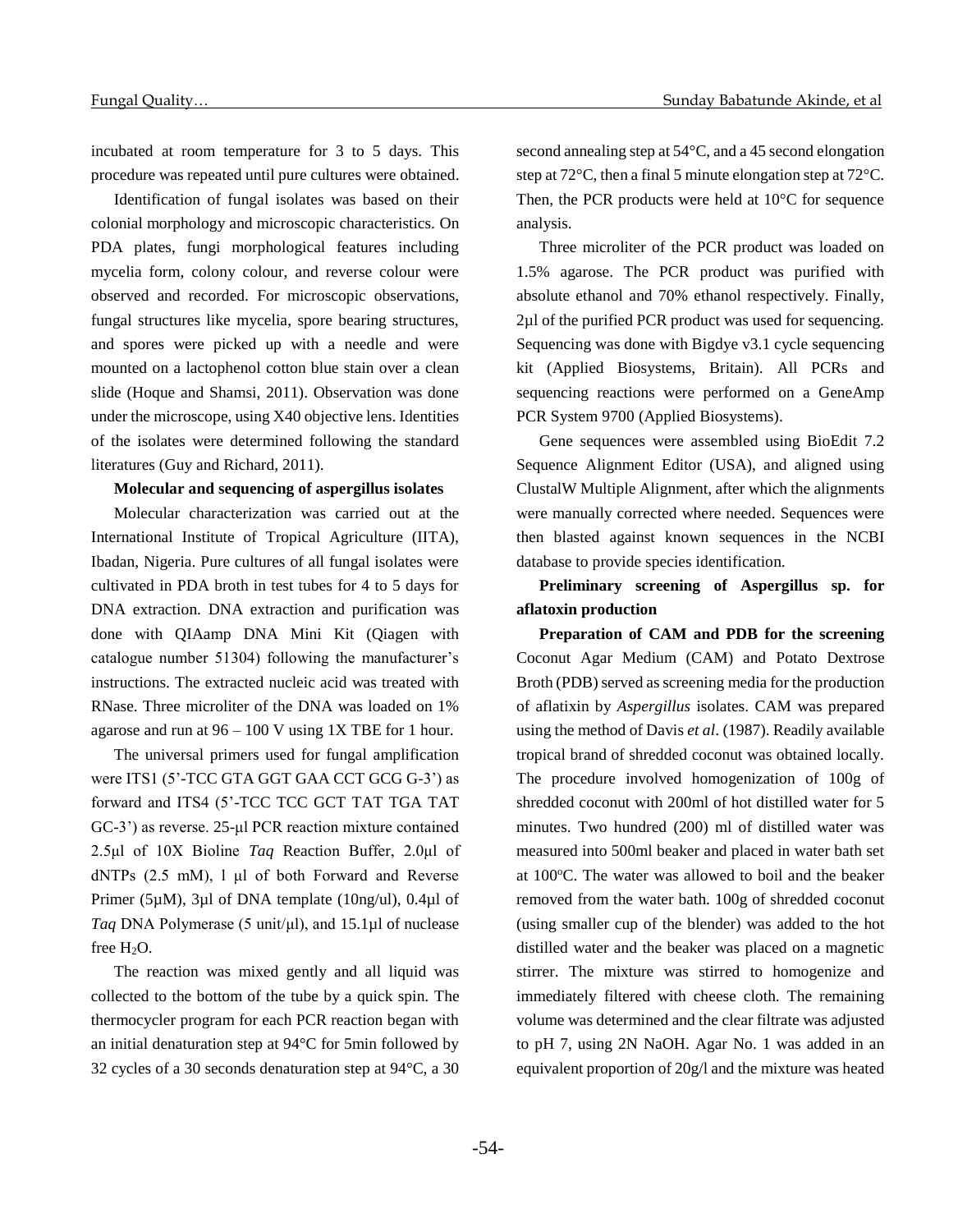incubated at room temperature for 3 to 5 days. This procedure was repeated until pure cultures were obtained.

Identification of fungal isolates was based on their colonial morphology and microscopic characteristics. On PDA plates, fungi morphological features including mycelia form, colony colour, and reverse colour were observed and recorded. For microscopic observations, fungal structures like mycelia, spore bearing structures, and spores were picked up with a needle and were mounted on a lactophenol cotton blue stain over a clean slide (Hoque and Shamsi, 2011). Observation was done under the microscope, using X40 objective lens. Identities of the isolates were determined following the standard literatures (Guy and Richard, 2011).

**Molecular and sequencing of aspergillus isolates**

Molecular characterization was carried out at the International Institute of Tropical Agriculture (IITA), Ibadan, Nigeria. Pure cultures of all fungal isolates were cultivated in PDA broth in test tubes for 4 to 5 days for DNA extraction. DNA extraction and purification was done with QIAamp DNA Mini Kit (Qiagen with catalogue number 51304) following the manufacturer's instructions. The extracted nucleic acid was treated with RNase. Three microliter of the DNA was loaded on 1% agarose and run at 96 – 100 V using 1X TBE for 1 hour.

The universal primers used for fungal amplification were ITS1 (5'-TCC GTA GGT GAA CCT GCG G-3') as forward and ITS4 (5'-TCC TCC GCT TAT TGA TAT GC-3') as reverse. 25-μl PCR reaction mixture contained 2.5μl of 10X Bioline *Taq* Reaction Buffer, 2.0μl of dNTPs (2.5 mM), 1 μl of both Forward and Reverse Primer (5μM), 3μl of DNA template (10ng/ul), 0.4μl of *Taq* DNA Polymerase (5 unit/μl), and 15.1μl of nuclease free $H_2O$.

The reaction was mixed gently and all liquid was collected to the bottom of the tube by a quick spin. The thermocycler program for each PCR reaction began with an initial denaturation step at 94°C for 5min followed by 32 cycles of a 30 seconds denaturation step at 94°C, a 30 second annealing step at 54°C, and a 45 second elongation step at 72°C, then a final 5 minute elongation step at 72°C. Then, the PCR products were held at 10°C for sequence analysis.

Three microliter of the PCR product was loaded on 1.5% agarose. The PCR product was purified with absolute ethanol and 70% ethanol respectively. Finally, 2μl of the purified PCR product was used for sequencing. Sequencing was done with Bigdye v3.1 cycle sequencing kit (Applied Biosystems, Britain). All PCRs and sequencing reactions were performed on a GeneAmp PCR System 9700 (Applied Biosystems).

Gene sequences were assembled using BioEdit 7.2 Sequence Alignment Editor (USA), and aligned using ClustalW Multiple Alignment, after which the alignments were manually corrected where needed. Sequences were then blasted against known sequences in the NCBI database to provide species identification.

**Preliminary screening of Aspergillus sp. for aflatoxin production**

**Preparation of CAM and PDB for the screening** Coconut Agar Medium (CAM) and Potato Dextrose Broth (PDB) served as screening media for the production of aflatixin by *Aspergillus* isolates. CAM was prepared using the method of Davis *et al*. (1987). Readily available tropical brand of shredded coconut was obtained locally. The procedure involved homogenization of 100g of shredded coconut with 200ml of hot distilled water for 5 minutes. Two hundred (200) ml of distilled water was measured into 500ml beaker and placed in water bath set at 100°C. The water was allowed to boil and the beaker removed from the water bath. 100g of shredded coconut (using smaller cup of the blender) was added to the hot distilled water and the beaker was placed on a magnetic stirrer. The mixture was stirred to homogenize and immediately filtered with cheese cloth. The remaining volume was determined and the clear filtrate was adjusted to pH 7, using 2N NaOH. Agar No. 1 was added in an equivalent proportion of 20g/l and the mixture was heated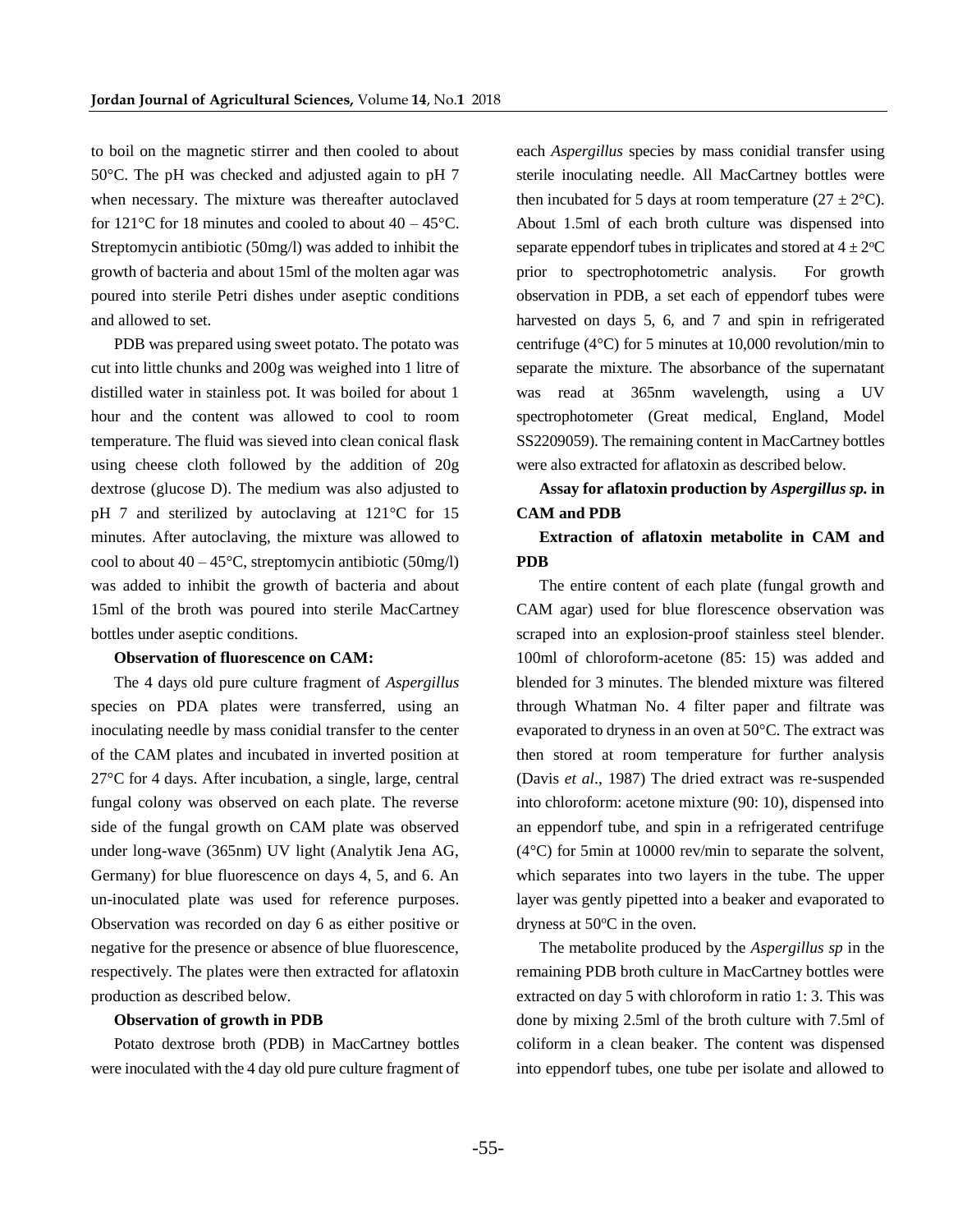to boil on the magnetic stirrer and then cooled to about 50°C. The pH was checked and adjusted again to pH 7 when necessary. The mixture was thereafter autoclaved for 121°C for 18 minutes and cooled to about 40 – 45°C. Streptomycin antibiotic (50mg/l) was added to inhibit the growth of bacteria and about 15ml of the molten agar was poured into sterile Petri dishes under aseptic conditions and allowed to set.

PDB was prepared using sweet potato. The potato was cut into little chunks and 200g was weighed into 1 litre of distilled water in stainless pot. It was boiled for about 1 hour and the content was allowed to cool to room temperature. The fluid was sieved into clean conical flask using cheese cloth followed by the addition of 20g dextrose (glucose D). The medium was also adjusted to pH 7 and sterilized by autoclaving at 121°C for 15 minutes. After autoclaving, the mixture was allowed to cool to about 40 – 45°C, streptomycin antibiotic (50mg/l) was added to inhibit the growth of bacteria and about 15ml of the broth was poured into sterile MacCartney bottles under aseptic conditions.

**Observation of fluorescence on CAM:**

The 4 days old pure culture fragment of *Aspergillus* species on PDA plates were transferred, using an inoculating needle by mass conidial transfer to the center of the CAM plates and incubated in inverted position at 27°C for 4 days. After incubation, a single, large, central fungal colony was observed on each plate. The reverse side of the fungal growth on CAM plate was observed under long-wave (365nm) UV light (Analytik Jena AG, Germany) for blue fluorescence on days 4, 5, and 6. An un-inoculated plate was used for reference purposes. Observation was recorded on day 6 as either positive or negative for the presence or absence of blue fluorescence, respectively. The plates were then extracted for aflatoxin production as described below.

**Observation of growth in PDB**

Potato dextrose broth (PDB) in MacCartney bottles were inoculated with the 4 day old pure culture fragment of each *Aspergillus* species by mass conidial transfer using sterile inoculating needle. All MacCartney bottles were then incubated for 5 days at room temperature (27 ± 2°C). About 1.5ml of each broth culture was dispensed into separate eppendorf tubes in triplicates and stored at 4 ± 2°C prior to spectrophotometric analysis. For growth observation in PDB, a set each of eppendorf tubes were harvested on days 5, 6, and 7 and spin in refrigerated centrifuge (4°C) for 5 minutes at 10,000 revolution/min to separate the mixture. The absorbance of the supernatant was read at 365nm wavelength, using a UV spectrophotometer (Great medical, England, Model SS2209059). The remaining content in MacCartney bottles were also extracted for aflatoxin as described below.

**Assay for aflatoxin production by *Aspergillus sp.* in CAM and PDB**

**Extraction of aflatoxin metabolite in CAM and PDB**

The entire content of each plate (fungal growth and CAM agar) used for blue florescence observation was scraped into an explosion-proof stainless steel blender. 100ml of chloroform-acetone (85: 15) was added and blended for 3 minutes. The blended mixture was filtered through Whatman No. 4 filter paper and filtrate was evaporated to dryness in an oven at 50°C. The extract was then stored at room temperature for further analysis (Davis *et al*., 1987) The dried extract was re-suspended into chloroform: acetone mixture (90: 10), dispensed into an eppendorf tube, and spin in a refrigerated centrifuge (4°C) for 5min at 10000 rev/min to separate the solvent, which separates into two layers in the tube. The upper layer was gently pipetted into a beaker and evaporated to dryness at 50°C in the oven.

The metabolite produced by the *Aspergillus sp* in the remaining PDB broth culture in MacCartney bottles were extracted on day 5 with chloroform in ratio 1: 3. This was done by mixing 2.5ml of the broth culture with 7.5ml of coliform in a clean beaker. The content was dispensed into eppendorf tubes, one tube per isolate and allowed to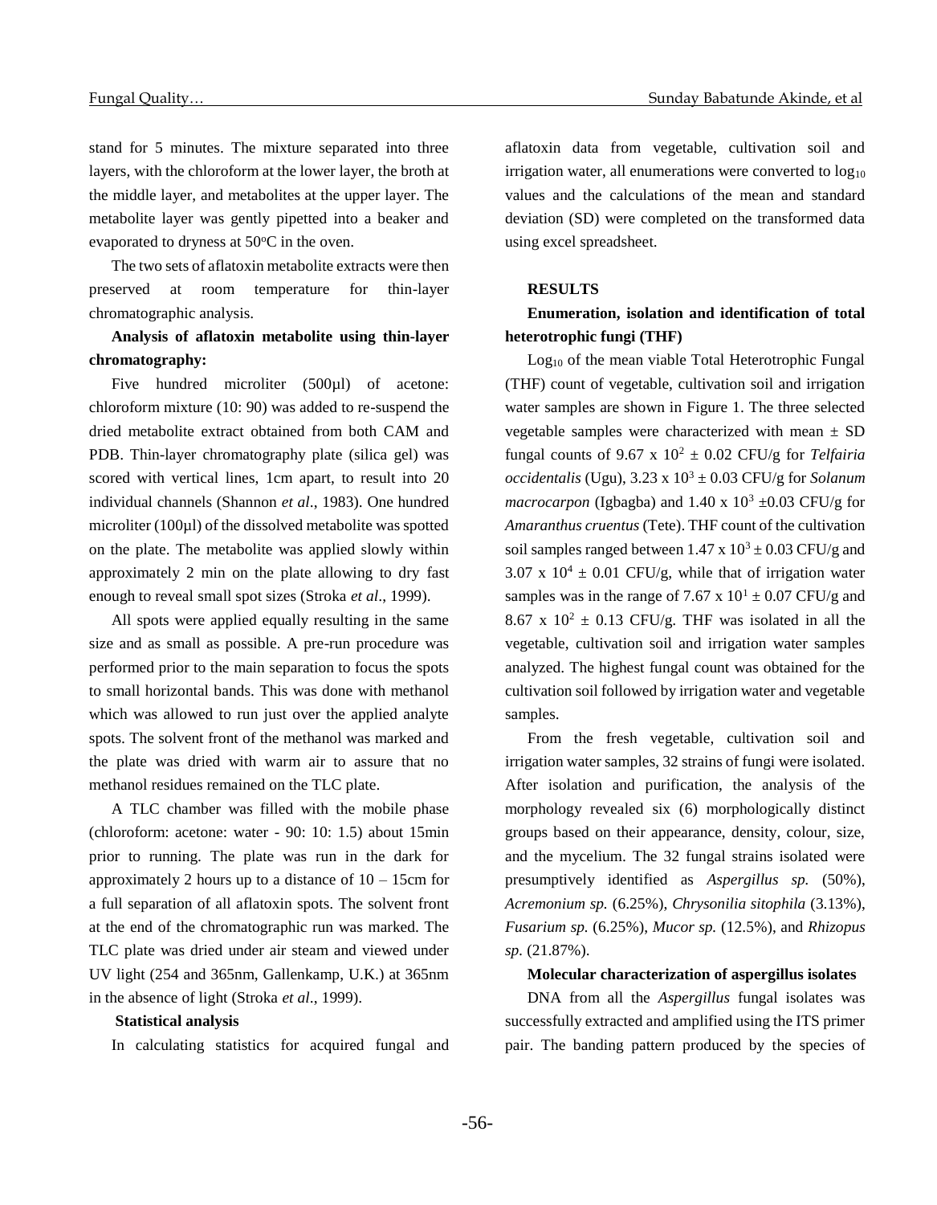stand for 5 minutes. The mixture separated into three layers, with the chloroform at the lower layer, the broth at the middle layer, and metabolites at the upper layer. The metabolite layer was gently pipetted into a beaker and evaporated to dryness at 50°C in the oven.

The two sets of aflatoxin metabolite extracts were then preserved at room temperature for thin-layer chromatographic analysis.

**Analysis of aflatoxin metabolite using thin-layer chromatography:**

Five hundred microliter (500µl) of acetone: chloroform mixture (10: 90) was added to re-suspend the dried metabolite extract obtained from both CAM and PDB. Thin-layer chromatography plate (silica gel) was scored with vertical lines, 1cm apart, to result into 20 individual channels (Shannon *et al*., 1983). One hundred microliter (100µl) of the dissolved metabolite was spotted on the plate. The metabolite was applied slowly within approximately 2 min on the plate allowing to dry fast enough to reveal small spot sizes (Stroka *et al*., 1999).

All spots were applied equally resulting in the same size and as small as possible. A pre-run procedure was performed prior to the main separation to focus the spots to small horizontal bands. This was done with methanol which was allowed to run just over the applied analyte spots. The solvent front of the methanol was marked and the plate was dried with warm air to assure that no methanol residues remained on the TLC plate.

A TLC chamber was filled with the mobile phase (chloroform: acetone: water - 90: 10: 1.5) about 15min prior to running. The plate was run in the dark for approximately 2 hours up to a distance of 10 – 15cm for a full separation of all aflatoxin spots. The solvent front at the end of the chromatographic run was marked. The TLC plate was dried under air steam and viewed under UV light (254 and 365nm, Gallenkamp, U.K.) at 365nm in the absence of light (Stroka *et al*., 1999).

**Statistical analysis**

In calculating statistics for acquired fungal and aflatoxin data from vegetable, cultivation soil and irrigation water, all enumerations were converted to $\log_{10}$ values and the calculations of the mean and standard deviation (SD) were completed on the transformed data using excel spreadsheet.

## RESULTS

**Enumeration, isolation and identification of total heterotrophic fungi (THF)**

$\text{Log}_{10}$ of the mean viable Total Heterotrophic Fungal (THF) count of vegetable, cultivation soil and irrigation water samples are shown in Figure 1. The three selected vegetable samples were characterized with mean ± SD fungal counts of $9.67 \times 10^2 \pm 0.02$ CFU/g for *Telfairia occidentalis* (Ugu), $3.23 \times 10^3 \pm 0.03$ CFU/g for *Solanum macrocarpon* (Igbagba) and $1.40 \times 10^3 \pm 0.03$ CFU/g for *Amaranthus cruentus* (Tete). THF count of the cultivation soil samples ranged between $1.47 \times 10^3 \pm 0.03$ CFU/g and $3.07 \times 10^4 \pm 0.01$ CFU/g, while that of irrigation water samples was in the range of $7.67 \times 10^1 \pm 0.07$ CFU/g and $8.67 \times 10^2 \pm 0.13$ CFU/g. THF was isolated in all the vegetable, cultivation soil and irrigation water samples analyzed. The highest fungal count was obtained for the cultivation soil followed by irrigation water and vegetable samples.

From the fresh vegetable, cultivation soil and irrigation water samples, 32 strains of fungi were isolated. After isolation and purification, the analysis of the morphology revealed six (6) morphologically distinct groups based on their appearance, density, colour, size, and the mycelium. The 32 fungal strains isolated were presumptively identified as *Aspergillus sp.* (50%), *Acremonium sp.* (6.25%), *Chrysonilia sitophila* (3.13%), *Fusarium sp.* (6.25%), *Mucor sp.* (12.5%), and *Rhizopus sp.* (21.87%).

**Molecular characterization of aspergillus isolates**

DNA from all the *Aspergillus* fungal isolates was successfully extracted and amplified using the ITS primer pair. The banding pattern produced by the species of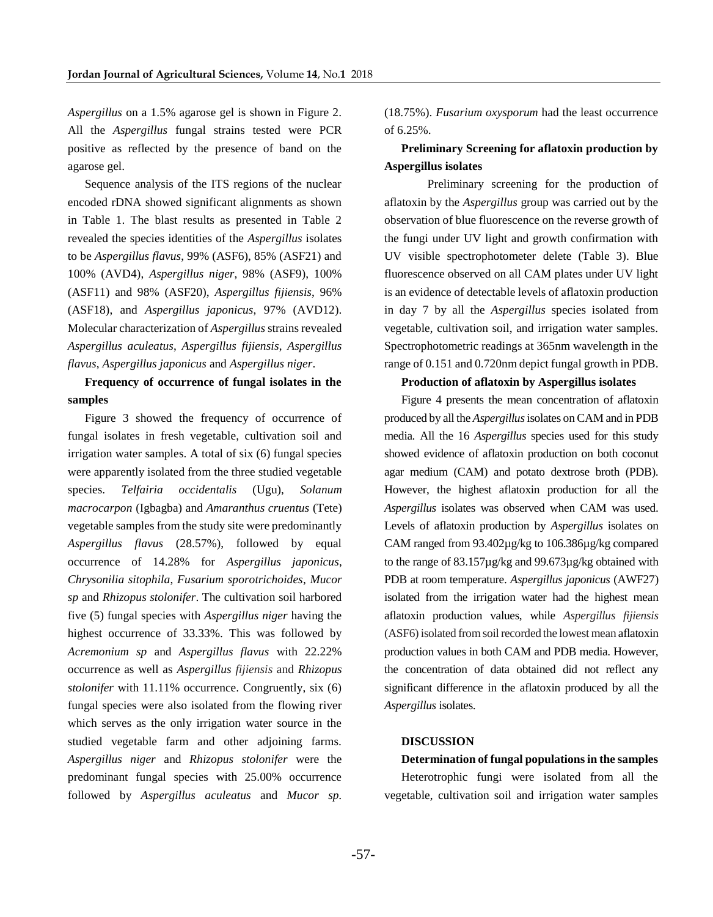*Aspergillus* on a 1.5% agarose gel is shown in Figure 2. All the *Aspergillus* fungal strains tested were PCR positive as reflected by the presence of band on the agarose gel.

Sequence analysis of the ITS regions of the nuclear encoded rDNA showed significant alignments as shown in Table 1. The blast results as presented in Table 2 revealed the species identities of the *Aspergillus* isolates to be *Aspergillus flavus*, 99% (ASF6), 85% (ASF21) and 100% (AVD4), *Aspergillus niger*, 98% (ASF9), 100% (ASF11) and 98% (ASF20), *Aspergillus fijiensis*, 96% (ASF18), and *Aspergillus japonicus*, 97% (AVD12). Molecular characterization of *Aspergillus* strains revealed *Aspergillus aculeatus*, *Aspergillus fijiensis*, *Aspergillus flavus*, *Aspergillus japonicus* and *Aspergillus niger*.

**Frequency of occurrence of fungal isolates in the samples**

Figure 3 showed the frequency of occurrence of fungal isolates in fresh vegetable, cultivation soil and irrigation water samples. A total of six (6) fungal species were apparently isolated from the three studied vegetable species. *Telfairia occidentalis* (Ugu), *Solanum macrocarpon* (Igbagba) and *Amaranthus cruentus* (Tete) vegetable samples from the study site were predominantly *Aspergillus flavus* (28.57%), followed by equal occurrence of 14.28% for *Aspergillus japonicus*, *Chrysonilia sitophila*, *Fusarium sporotrichoides*, *Mucor sp* and *Rhizopus stolonifer*. The cultivation soil harbored five (5) fungal species with *Aspergillus niger* having the highest occurrence of 33.33%. This was followed by *Acremonium sp* and *Aspergillus flavus* with 22.22% occurrence as well as *Aspergillus fijiensis* and *Rhizopus stolonifer* with 11.11% occurrence. Congruently, six (6) fungal species were also isolated from the flowing river which serves as the only irrigation water source in the studied vegetable farm and other adjoining farms. *Aspergillus niger* and *Rhizopus stolonifer* were the predominant fungal species with 25.00% occurrence followed by *Aspergillus aculeatus* and *Mucor sp*. (18.75%). *Fusarium oxysporum* had the least occurrence of 6.25%.

**Preliminary Screening for aflatoxin production by Aspergillus isolates**

Preliminary screening for the production of aflatoxin by the *Aspergillus* group was carried out by the observation of blue fluorescence on the reverse growth of the fungi under UV light and growth confirmation with UV visible spectrophotometer delete (Table 3). Blue fluorescence observed on all CAM plates under UV light is an evidence of detectable levels of aflatoxin production in day 7 by all the *Aspergillus* species isolated from vegetable, cultivation soil, and irrigation water samples. Spectrophotometric readings at 365nm wavelength in the range of 0.151 and 0.720nm depict fungal growth in PDB.

**Production of aflatoxin by Aspergillus isolates**

Figure 4 presents the mean concentration of aflatoxin produced by all the *Aspergillus* isolates on CAM and in PDB media. All the 16 *Aspergillus* species used for this study showed evidence of aflatoxin production on both coconut agar medium (CAM) and potato dextrose broth (PDB). However, the highest aflatoxin production for all the *Aspergillus* isolates was observed when CAM was used. Levels of aflatoxin production by *Aspergillus* isolates on CAM ranged from 93.402µg/kg to 106.386µg/kg compared to the range of 83.157µg/kg and 99.673µg/kg obtained with PDB at room temperature. *Aspergillus japonicus* (AWF27) isolated from the irrigation water had the highest mean aflatoxin production values, while *Aspergillus fijiensis* (ASF6) isolated from soil recorded the lowest mean aflatoxin production values in both CAM and PDB media. However, the concentration of data obtained did not reflect any significant difference in the aflatoxin produced by all the *Aspergillus* isolates.

## DISCUSSION

**Determination of fungal populations in the samples**

Heterotrophic fungi were isolated from all the vegetable, cultivation soil and irrigation water samples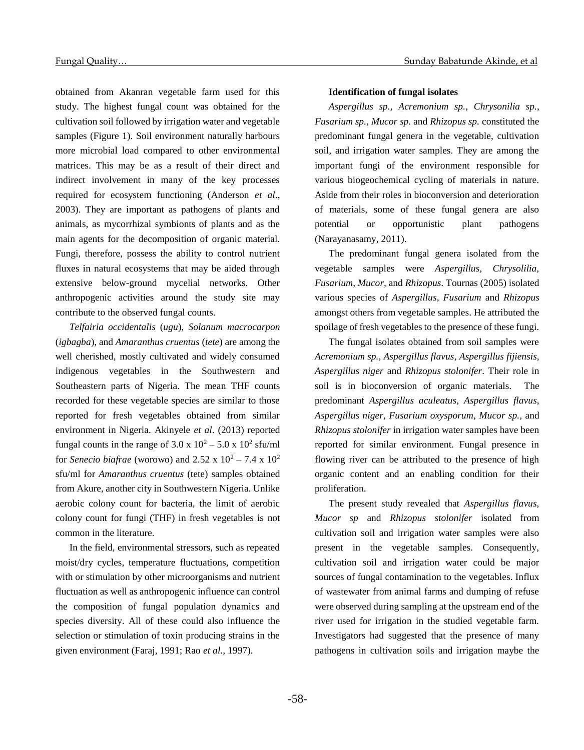obtained from Akanran vegetable farm used for this study. The highest fungal count was obtained for the cultivation soil followed by irrigation water and vegetable samples (Figure 1). Soil environment naturally harbours more microbial load compared to other environmental matrices. This may be as a result of their direct and indirect involvement in many of the key processes required for ecosystem functioning (Anderson *et al*., 2003). They are important as pathogens of plants and animals, as mycorrhizal symbionts of plants and as the main agents for the decomposition of organic material. Fungi, therefore, possess the ability to control nutrient fluxes in natural ecosystems that may be aided through extensive below-ground mycelial networks. Other anthropogenic activities around the study site may contribute to the observed fungal counts.

*Telfairia occidentalis* (*ugu*), *Solanum macrocarpon* (*igbagba*), and *Amaranthus cruentus* (*tete*) are among the well cherished, mostly cultivated and widely consumed indigenous vegetables in the Southwestern and Southeastern parts of Nigeria. The mean THF counts recorded for these vegetable species are similar to those reported for fresh vegetables obtained from similar environment in Nigeria. Akinyele *et al*. (2013) reported fungal counts in the range of $3.0 \times 10^2 - 5.0 \times 10^2$ sfu/ml for *Senecio biafrae* (worowo) and $2.52 \times 10^2 - 7.4 \times 10^2$ sfu/ml for *Amaranthus cruentus* (tete) samples obtained from Akure, another city in Southwestern Nigeria. Unlike aerobic colony count for bacteria, the limit of aerobic colony count for fungi (THF) in fresh vegetables is not common in the literature.

In the field, environmental stressors, such as repeated moist/dry cycles, temperature fluctuations, competition with or stimulation by other microorganisms and nutrient fluctuation as well as anthropogenic influence can control the composition of fungal population dynamics and species diversity. All of these could also influence the selection or stimulation of toxin producing strains in the given environment (Faraj, 1991; Rao *et al*., 1997).

**Identification of fungal isolates**

*Aspergillus sp.*, *Acremonium sp.*, *Chrysonilia sp.*, *Fusarium sp.*, *Mucor sp.* and *Rhizopus sp.* constituted the predominant fungal genera in the vegetable, cultivation soil, and irrigation water samples. They are among the important fungi of the environment responsible for various biogeochemical cycling of materials in nature. Aside from their roles in bioconversion and deterioration of materials, some of these fungal genera are also potential or opportunistic plant pathogens (Narayanasamy, 2011).

The predominant fungal genera isolated from the vegetable samples were *Aspergillus, Chrysolilia, Fusarium*, *Mucor*, and *Rhizopus*. Tournas (2005) isolated various species of *Aspergillus*, *Fusarium* and *Rhizopus* amongst others from vegetable samples. He attributed the spoilage of fresh vegetables to the presence of these fungi.

The fungal isolates obtained from soil samples were *Acremonium sp., Aspergillus flavus*, *Aspergillus fijiensis*, *Aspergillus niger* and *Rhizopus stolonifer*. Their role in soil is in bioconversion of organic materials. The predominant *Aspergillus aculeatus*, *Aspergillus flavus*, *Aspergillus niger*, *Fusarium oxysporum*, *Mucor sp.*, and *Rhizopus stolonifer* in irrigation water samples have been reported for similar environment. Fungal presence in flowing river can be attributed to the presence of high organic content and an enabling condition for their proliferation.

The present study revealed that *Aspergillus flavus, Mucor sp* and *Rhizopus stolonifer* isolated from cultivation soil and irrigation water samples were also present in the vegetable samples. Consequently, cultivation soil and irrigation water could be major sources of fungal contamination to the vegetables. Influx of wastewater from animal farms and dumping of refuse were observed during sampling at the upstream end of the river used for irrigation in the studied vegetable farm. Investigators had suggested that the presence of many pathogens in cultivation soils and irrigation maybe the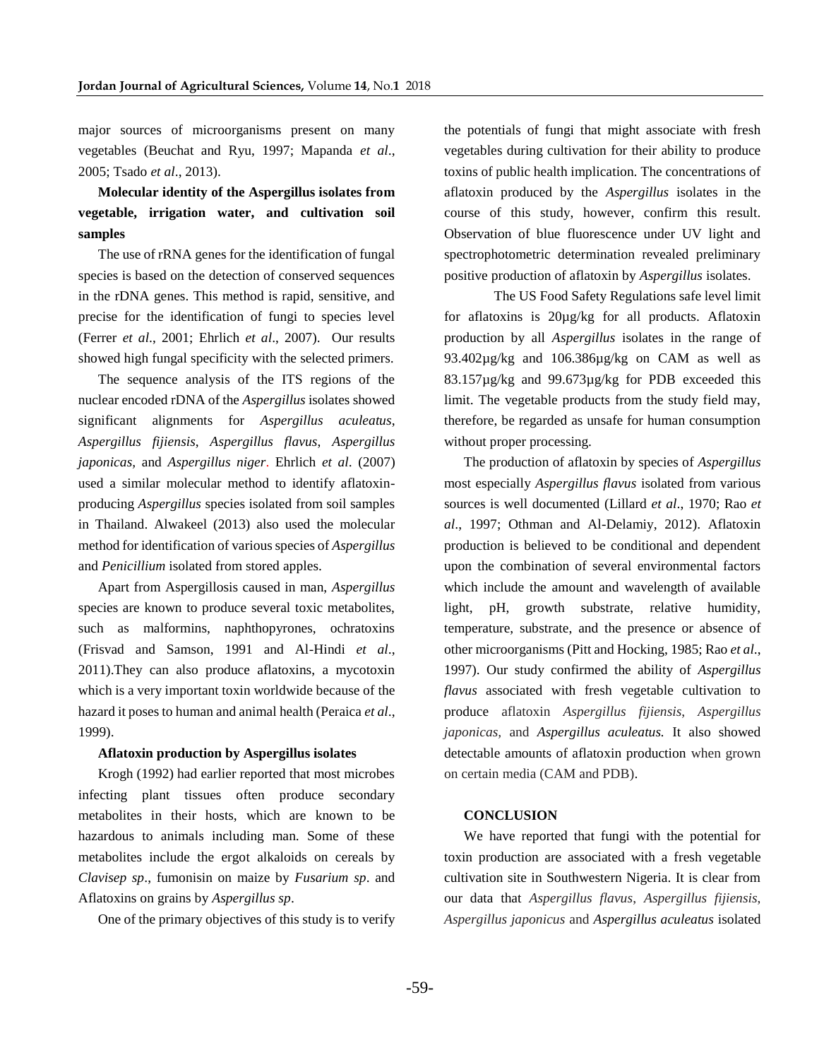major sources of microorganisms present on many vegetables (Beuchat and Ryu, 1997; Mapanda *et al*., 2005; Tsado *et al*., 2013).

### Molecular identity of the Aspergillus isolates from vegetable, irrigation water, and cultivation soil samples

The use of rRNA genes for the identification of fungal species is based on the detection of conserved sequences in the rDNA genes. This method is rapid, sensitive, and precise for the identification of fungi to species level (Ferrer *et al*., 2001; Ehrlich *et al*., 2007). Our results showed high fungal specificity with the selected primers.

The sequence analysis of the ITS regions of the nuclear encoded rDNA of the *Aspergillus* isolates showed significant alignments for *Aspergillus aculeatus*, *Aspergillus fijiensis*, *Aspergillus flavus*, *Aspergillus japonicas,* and *Aspergillus niger*. Ehrlich *et al*. (2007) used a similar molecular method to identify aflatoxin-producing *Aspergillus* species isolated from soil samples in Thailand. Alwakeel (2013) also used the molecular method for identification of various species of *Aspergillus* and *Penicillium* isolated from stored apples.

Apart from Aspergillosis caused in man, *Aspergillus* species are known to produce several toxic metabolites, such as malformins, naphthopyrones, ochratoxins (Frisvad and Samson, 1991 and Al-Hindi *et al*., 2011).They can also produce aflatoxins, a mycotoxin which is a very important toxin worldwide because of the hazard it poses to human and animal health (Peraica *et al*., 1999).

### Aflatoxin production by Aspergillus isolates

Krogh (1992) had earlier reported that most microbes infecting plant tissues often produce secondary metabolites in their hosts, which are known to be hazardous to animals including man. Some of these metabolites include the ergot alkaloids on cereals by *Clavisep sp*., fumonisin on maize by *Fusarium sp*. and Aflatoxins on grains by *Aspergillus sp*.

One of the primary objectives of this study is to verify the potentials of fungi that might associate with fresh vegetables during cultivation for their ability to produce toxins of public health implication. The concentrations of aflatoxin produced by the *Aspergillus* isolates in the course of this study, however, confirm this result. Observation of blue fluorescence under UV light and spectrophotometric determination revealed preliminary positive production of aflatoxin by *Aspergillus* isolates.

The US Food Safety Regulations safe level limit for aflatoxins is 20µg/kg for all products. Aflatoxin production by all *Aspergillus* isolates in the range of 93.402µg/kg and 106.386µg/kg on CAM as well as 83.157µg/kg and 99.673µg/kg for PDB exceeded this limit. The vegetable products from the study field may, therefore, be regarded as unsafe for human consumption without proper processing.

The production of aflatoxin by species of *Aspergillus* most especially *Aspergillus flavus* isolated from various sources is well documented (Lillard *et al*., 1970; Rao *et al*., 1997; Othman and Al-Delamiy, 2012). Aflatoxin production is believed to be conditional and dependent upon the combination of several environmental factors which include the amount and wavelength of available light, pH, growth substrate, relative humidity, temperature, substrate, and the presence or absence of other microorganisms (Pitt and Hocking, 1985; Rao *et al*., 1997). Our study confirmed the ability of *Aspergillus flavus* associated with fresh vegetable cultivation to produce aflatoxin *Aspergillus fijiensis*, *Aspergillus japonicas,* and *Aspergillus aculeatus.* It also showed detectable amounts of aflatoxin production when grown on certain media (CAM and PDB).

## CONCLUSION

We have reported that fungi with the potential for toxin production are associated with a fresh vegetable cultivation site in Southwestern Nigeria. It is clear from our data that *Aspergillus flavus*, *Aspergillus fijiensis*, *Aspergillus japonicus* and *Aspergillus aculeatus* isolated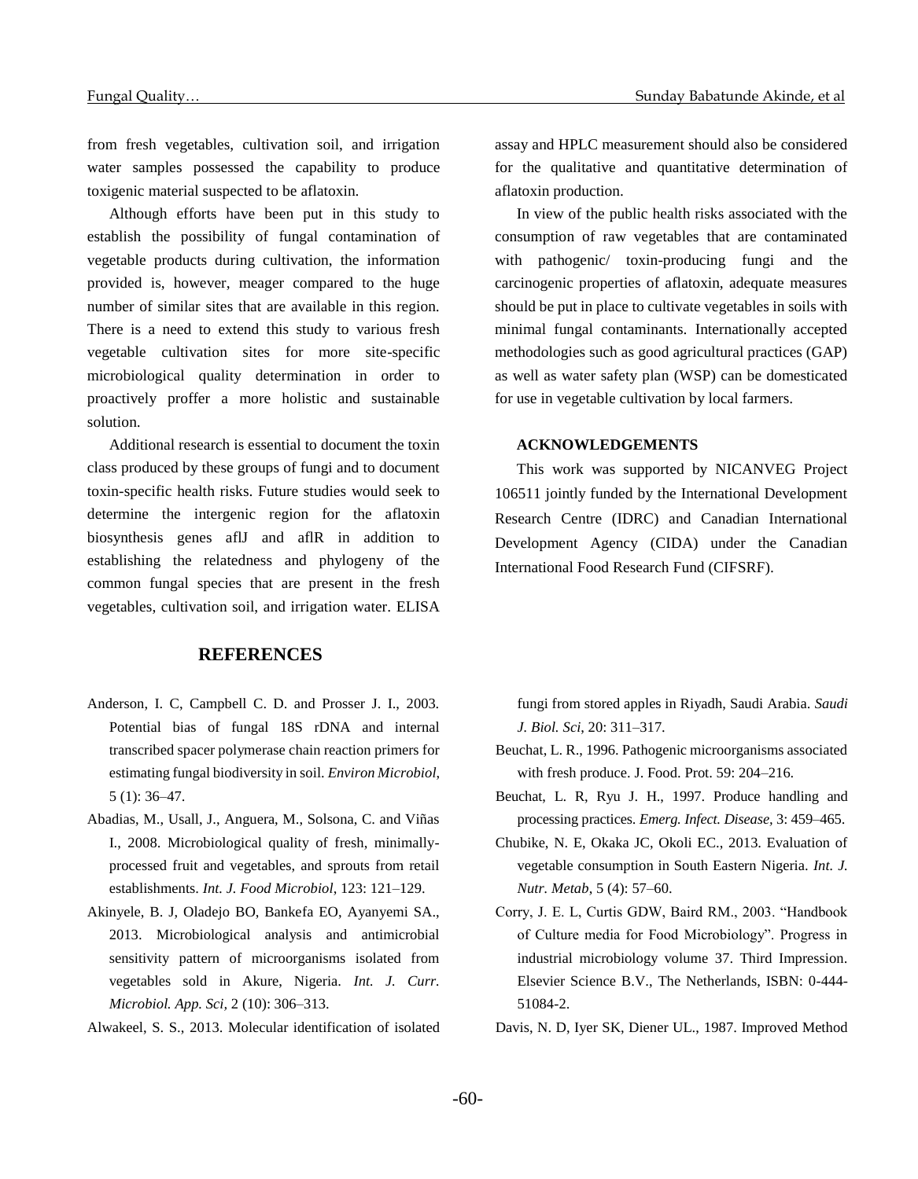from fresh vegetables, cultivation soil, and irrigation water samples possessed the capability to produce toxigenic material suspected to be aflatoxin.

Although efforts have been put in this study to establish the possibility of fungal contamination of vegetable products during cultivation, the information provided is, however, meager compared to the huge number of similar sites that are available in this region. There is a need to extend this study to various fresh vegetable cultivation sites for more site-specific microbiological quality determination in order to proactively proffer a more holistic and sustainable solution.

Additional research is essential to document the toxin class produced by these groups of fungi and to document toxin-specific health risks. Future studies would seek to determine the intergenic region for the aflatoxin biosynthesis genes aflJ and aflR in addition to establishing the relatedness and phylogeny of the common fungal species that are present in the fresh vegetables, cultivation soil, and irrigation water. ELISA assay and HPLC measurement should also be considered for the qualitative and quantitative determination of aflatoxin production.

In view of the public health risks associated with the consumption of raw vegetables that are contaminated with pathogenic/ toxin-producing fungi and the carcinogenic properties of aflatoxin, adequate measures should be put in place to cultivate vegetables in soils with minimal fungal contaminants. Internationally accepted methodologies such as good agricultural practices (GAP) as well as water safety plan (WSP) can be domesticated for use in vegetable cultivation by local farmers.

## ACKNOWLEDGEMENTS

This work was supported by NICANVEG Project 106511 jointly funded by the International Development Research Centre (IDRC) and Canadian International Development Agency (CIDA) under the Canadian International Food Research Fund (CIFSRF).

## REFERENCES

Anderson, I. C, Campbell C. D. and Prosser J. I., 2003. Potential bias of fungal 18S rDNA and internal transcribed spacer polymerase chain reaction primers for estimating fungal biodiversity in soil. *Environ Microbiol*, 5 (1): 36–47.

Abadias, M., Usall, J., Anguera, M., Solsona, C. and Viñas I., 2008. Microbiological quality of fresh, minimally-processed fruit and vegetables, and sprouts from retail establishments. *Int. J. Food Microbiol*, 123: 121–129.

Akinyele, B. J, Oladejo BO, Bankefa EO, Ayanyemi SA., 2013. Microbiological analysis and antimicrobial sensitivity pattern of microorganisms isolated from vegetables sold in Akure, Nigeria. *Int. J. Curr. Microbiol. App. Sci,* 2 (10): 306–313.

Alwakeel, S. S., 2013. Molecular identification of isolated fungi from stored apples in Riyadh, Saudi Arabia. *Saudi J. Biol. Sci*, 20: 311–317.

Beuchat, L. R., 1996. Pathogenic microorganisms associated with fresh produce. J. Food. Prot. 59: 204–216.

Beuchat, L. R, Ryu J. H., 1997. Produce handling and processing practices. *Emerg. Infect. Disease,* 3: 459–465.

Chubike, N. E, Okaka JC, Okoli EC., 2013. Evaluation of vegetable consumption in South Eastern Nigeria. *Int. J. Nutr. Metab*, 5 (4): 57–60.

Corry, J. E. L, Curtis GDW, Baird RM., 2003. "Handbook of Culture media for Food Microbiology". Progress in industrial microbiology volume 37. Third Impression. Elsevier Science B.V., The Netherlands, ISBN: 0-444-51084-2.

Davis, N. D, Iyer SK, Diener UL., 1987. Improved Method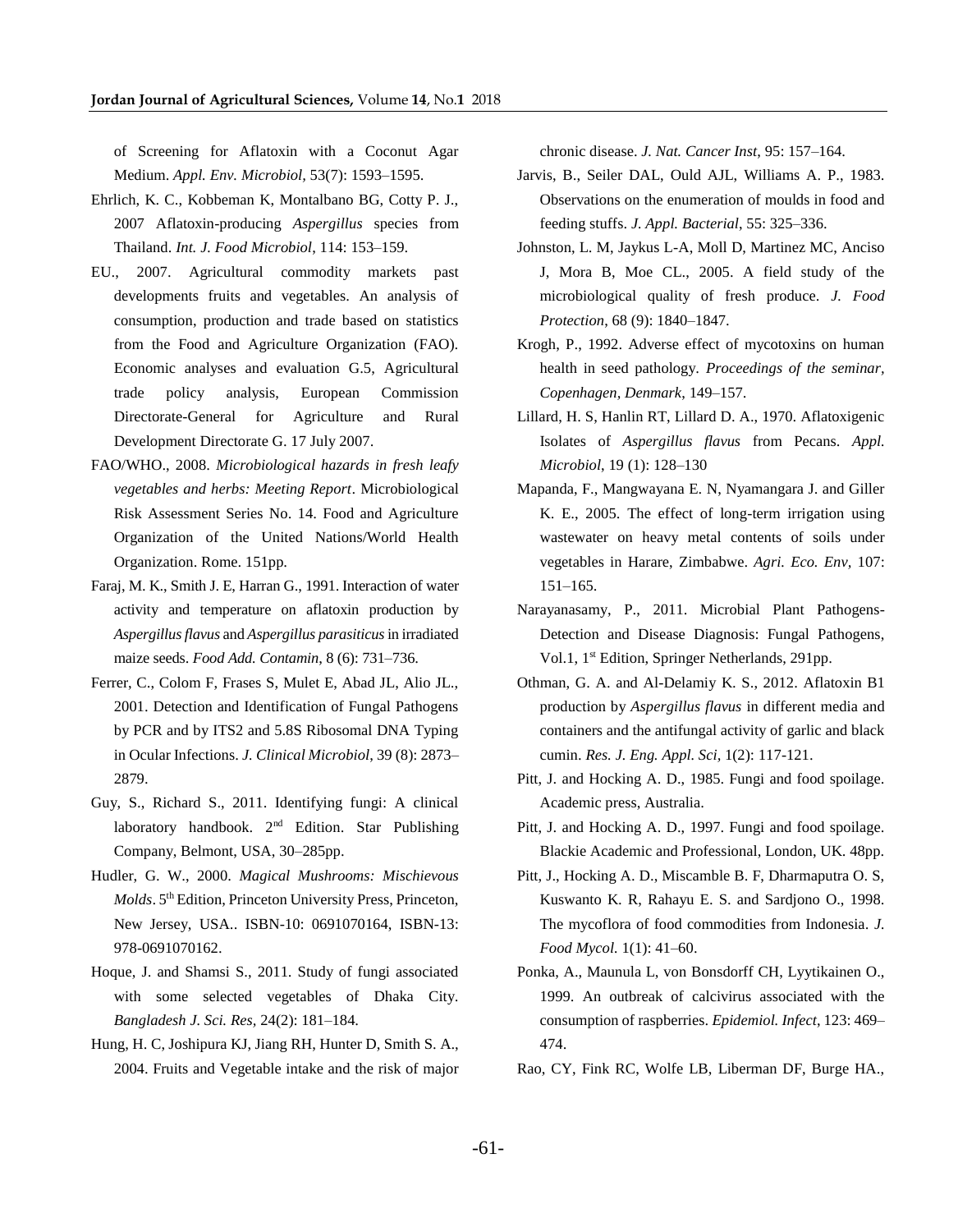of Screening for Aflatoxin with a Coconut Agar Medium. *Appl. Env. Microbiol*, 53(7): 1593–1595.

Ehrlich, K. C., Kobbeman K, Montalbano BG, Cotty P. J., 2007 Aflatoxin-producing *Aspergillus* species from Thailand. *Int. J. Food Microbiol*, 114: 153–159.

EU., 2007. Agricultural commodity markets past developments fruits and vegetables. An analysis of consumption, production and trade based on statistics from the Food and Agriculture Organization (FAO). Economic analyses and evaluation G.5, Agricultural trade policy analysis, European Commission Directorate-General for Agriculture and Rural Development Directorate G. 17 July 2007.

FAO/WHO., 2008. *Microbiological hazards in fresh leafy vegetables and herbs: Meeting Report*. Microbiological Risk Assessment Series No. 14. Food and Agriculture Organization of the United Nations/World Health Organization. Rome. 151pp.

Faraj, M. K., Smith J. E, Harran G., 1991. Interaction of water activity and temperature on aflatoxin production by *Aspergillus flavus* and *Aspergillus parasiticus* in irradiated maize seeds. *Food Add. Contamin*, 8 (6): 731–736.

Ferrer, C., Colom F, Frases S, Mulet E, Abad JL, Alio JL., 2001. Detection and Identification of Fungal Pathogens by PCR and by ITS2 and 5.8S Ribosomal DNA Typing in Ocular Infections. *J. Clinical Microbiol*, 39 (8): 2873–2879.

Guy, S., Richard S., 2011. Identifying fungi: A clinical laboratory handbook. 2nd Edition. Star Publishing Company, Belmont, USA, 30–285pp.

Hudler, G. W., 2000. *Magical Mushrooms: Mischievous Molds*. 5th Edition, Princeton University Press, Princeton, New Jersey, USA.. ISBN-10: 0691070164, ISBN-13: 978-0691070162.

Hoque, J. and Shamsi S., 2011. Study of fungi associated with some selected vegetables of Dhaka City. *Bangladesh J. Sci. Res*, 24(2): 181–184.

Hung, H. C, Joshipura KJ, Jiang RH, Hunter D, Smith S. A., 2004. Fruits and Vegetable intake and the risk of major chronic disease. *J. Nat. Cancer Inst*, 95: 157–164.

Jarvis, B., Seiler DAL, Ould AJL, Williams A. P., 1983. Observations on the enumeration of moulds in food and feeding stuffs. *J. Appl. Bacterial*, 55: 325–336.

Johnston, L. M, Jaykus L-A, Moll D, Martinez MC, Anciso J, Mora B, Moe CL., 2005. A field study of the microbiological quality of fresh produce. *J. Food Protection*, 68 (9): 1840–1847.

Krogh, P., 1992. Adverse effect of mycotoxins on human health in seed pathology. *Proceedings of the seminar, Copenhagen, Denmark*, 149–157.

Lillard, H. S, Hanlin RT, Lillard D. A., 1970. Aflatoxigenic Isolates of *Aspergillus flavus* from Pecans. *Appl. Microbiol*, 19 (1): 128–130

Mapanda, F., Mangwayana E. N, Nyamangara J. and Giller K. E., 2005. The effect of long-term irrigation using wastewater on heavy metal contents of soils under vegetables in Harare, Zimbabwe. *Agri. Eco. Env*, 107: 151–165.

Narayanasamy, P., 2011. Microbial Plant Pathogens-Detection and Disease Diagnosis: Fungal Pathogens, Vol.1, 1st Edition, Springer Netherlands, 291pp.

Othman, G. A. and Al-Delamiy K. S., 2012. Aflatoxin B1 production by *Aspergillus flavus* in different media and containers and the antifungal activity of garlic and black cumin. *Res. J. Eng. Appl. Sci*, 1(2): 117-121.

Pitt, J. and Hocking A. D., 1985. Fungi and food spoilage. Academic press, Australia.

Pitt, J. and Hocking A. D., 1997. Fungi and food spoilage. Blackie Academic and Professional, London, UK. 48pp.

Pitt, J., Hocking A. D., Miscamble B. F, Dharmaputra O. S, Kuswanto K. R, Rahayu E. S. and Sardjono O., 1998. The mycoflora of food commodities from Indonesia. *J. Food Mycol.* 1(1): 41–60.

Ponka, A., Maunula L, von Bonsdorff CH, Lyytikainen O., 1999. An outbreak of calcivirus associated with the consumption of raspberries. *Epidemiol. Infect*, 123: 469–474.

Rao, CY, Fink RC, Wolfe LB, Liberman DF, Burge HA.,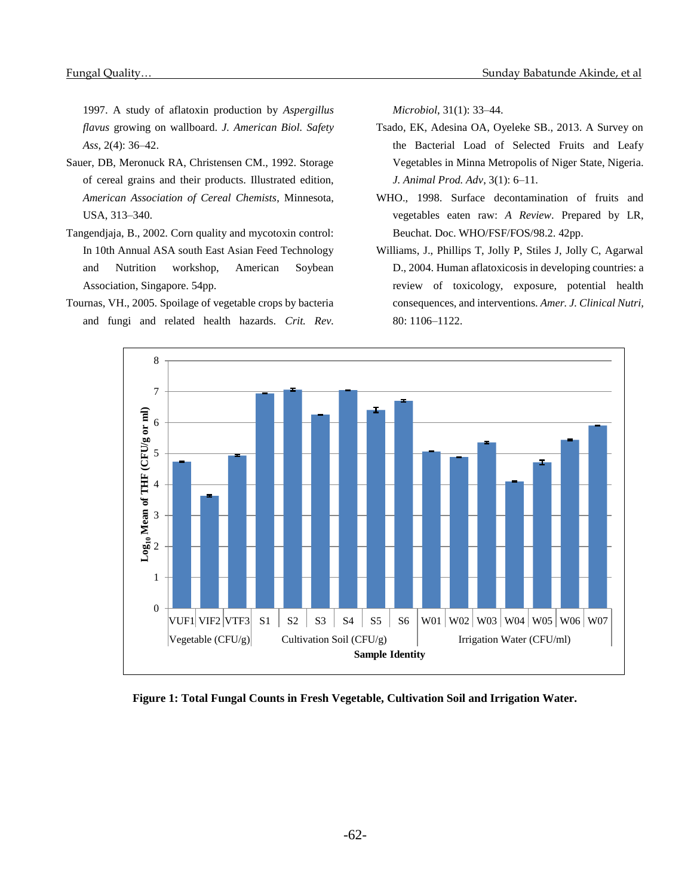1997. A study of aflatoxin production by *Aspergillus flavus* growing on wallboard. *J. American Biol. Safety Ass*, 2(4): 36–42.

Sauer, DB, Meronuck RA, Christensen CM., 1992. Storage of cereal grains and their products. Illustrated edition, *American Association of Cereal Chemists*, Minnesota, USA, 313–340.

Tangendjaja, B., 2002. Corn quality and mycotoxin control: In 10th Annual ASA south East Asian Feed Technology and Nutrition workshop, American Soybean Association, Singapore. 54pp.

Tournas, VH., 2005. Spoilage of vegetable crops by bacteria and fungi and related health hazards. *Crit. Rev. Microbiol*, 31(1): 33–44.

Tsado, EK, Adesina OA, Oyeleke SB., 2013. A Survey on the Bacterial Load of Selected Fruits and Leafy Vegetables in Minna Metropolis of Niger State, Nigeria. *J. Animal Prod. Adv*, 3(1): 6–11.

WHO., 1998. Surface decontamination of fruits and vegetables eaten raw: *A Review*. Prepared by LR, Beuchat. Doc. WHO/FSF/FOS/98.2. 42pp.

Williams, J., Phillips T, Jolly P, Stiles J, Jolly C, Agarwal D., 2004. Human aflatoxicosis in developing countries: a review of toxicology, exposure, potential health consequences, and interventions. *Amer. J. Clinical Nutri*, 80: 1106–1122.

**Figure 1: Total Fungal Counts in Fresh Vegetable, Cultivation Soil and Irrigation Water.**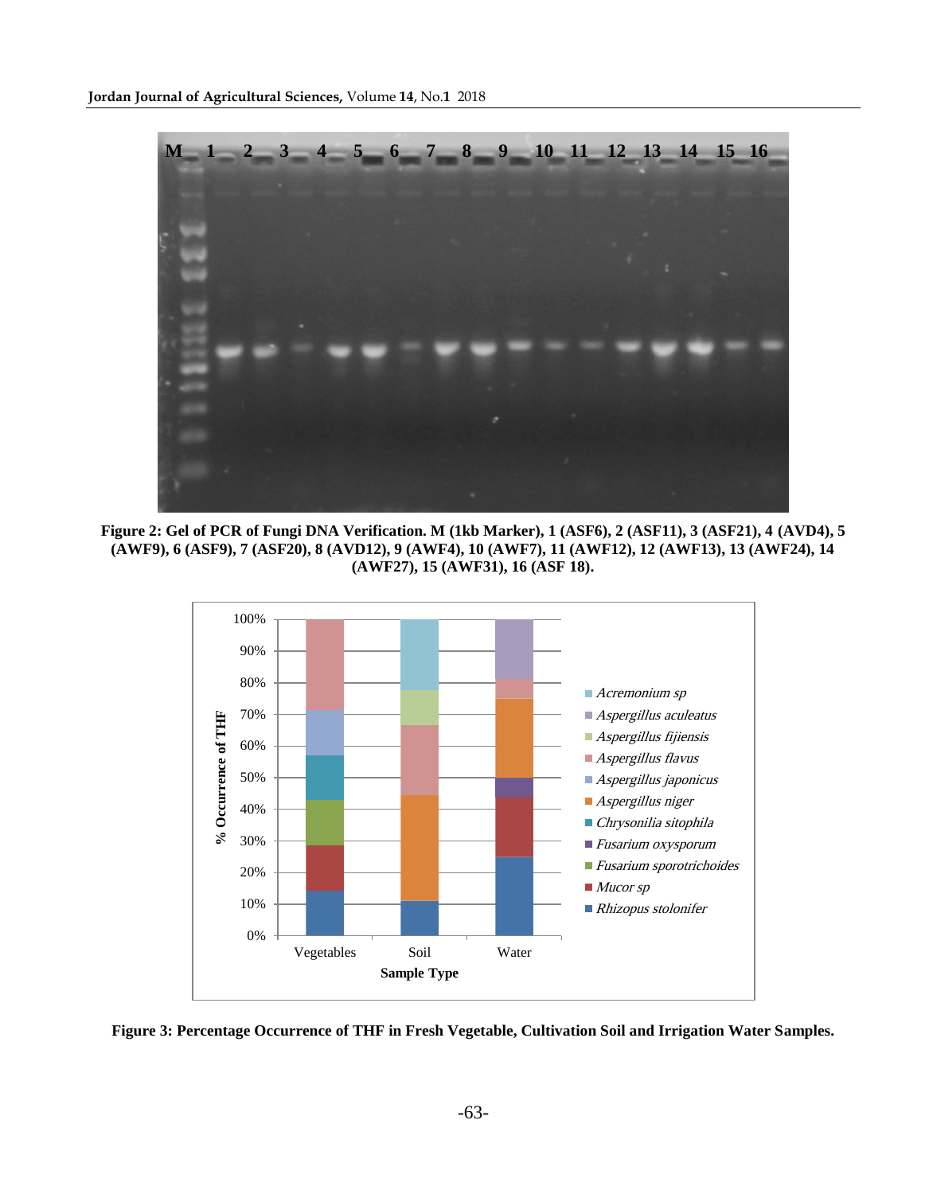**Figure 2: Gel of PCR of Fungi DNA Verification. M (1kb Marker), 1 (ASF6), 2 (ASF11), 3 (ASF21), 4 (AVD4), 5 (AWF9), 6 (ASF9), 7 (ASF20), 8 (AVD12), 9 (AWF4), 10 (AWF7), 11 (AWF12), 12 (AWF13), 13 (AWF24), 14 (AWF27), 15 (AWF31), 16 (ASF 18).**

**Figure 3: Percentage Occurrence of THF in Fresh Vegetable, Cultivation Soil and Irrigation Water Samples.**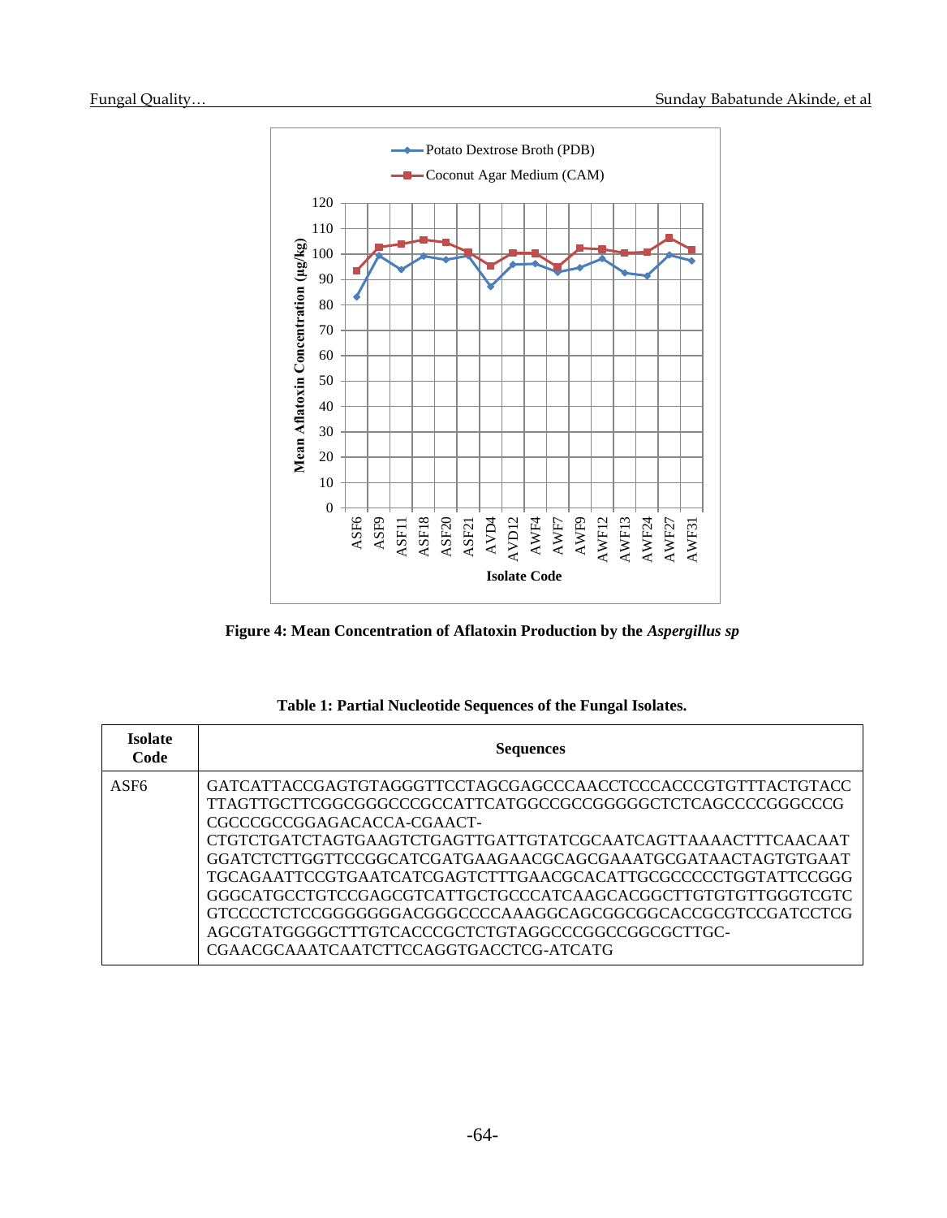**Figure 4: Mean Concentration of Aflatoxin Production by the *Aspergillus sp***

**Table 1: Partial Nucleotide Sequences of the Fungal Isolates.**

| Isolate Code | Sequences |
|---|---|
| ASF6 | GATCATTACCGAGTGTAGGGTTCCTAGCGAGCCCAACCTCCCACCCGTGTTTACTGTACC TTAGTTGCTTCGGCGGGCCCGCCATTCATGGCCGCCGGGGGCTCTCAGCCCCGGGCCCG CGCCCGCCGGAGACACCA-CGAACT- CTGTCTGATCTAGTGAAGTCTGAGTTGATTGTATCGCAATCAGTTAAAACTTTCAACAAT GGATCTCTTGGTTCCGGCATCGATGAAGAACGCAGCGAAATGCGATAACTAGTGTGAAT TGCAGAATTCCGTGAATCATCGAGTCTTTGAACGCACATTGCGCCCCCTGGTATTCCGGG GGGCATGCCTGTCCGAGCGTCATTGCTGCCCATCAAGCACGGCTTGTGTGTTGGGTCGTC GTCCCCTCTCCGGGGGGGACGGGCCCCAAAGGCAGCGGCGGCACCGCGTCCGATCCTCG AGCGTATGGGGCTTTGTCACCCGCTCTGTAGGCCCGGCCGGCGCTTGC- CGAACGCAAATCAATCTTCCAGGTGACCTCG-ATCATG |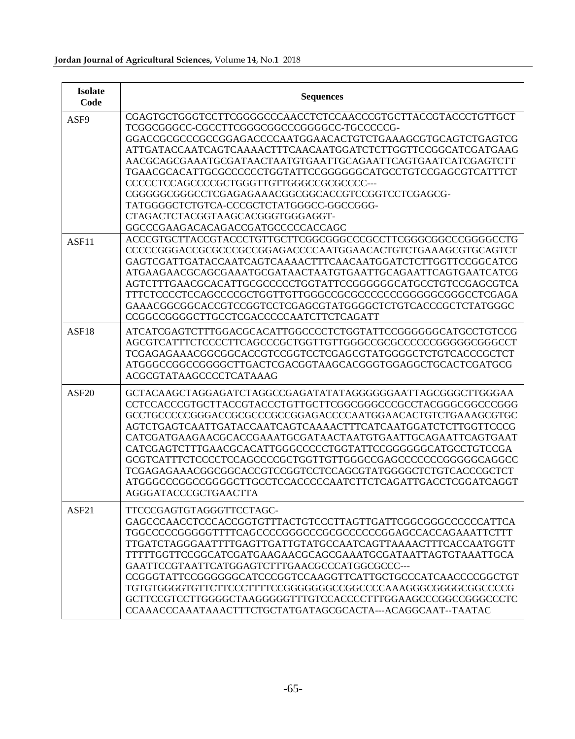| Isolate Code | Sequences |
|---|---|
| ASF9 | CGAGTGCTGGGTCCTTCGGGGCCCAACCTCTCCAACCCGTGCTTACCGTACCCTGTTGCT TCGGCGGGCC-CGCCTTCGGGCGGCCCGGGGCC-TGCCCCCG- GGACCGCGCCCGCCGGAGACCCCAATGGAACACTGTCTGAAAGCGTGCAGTCTGAGTCG ATTGATACCAATCAGTCAAAACTTTCAACAATGGATCTCTTGGTTCCGGCATCGATGAAG AACGCAGCGAAATGCGATAACTAATGTGAATTGCAGAATTCAGTGAATCATCGAGTCTT TGAACGCACATTGCGCCCCCCTGGTATTCCGGGGGGCATGCCTGTCCGAGCGTCATTTCT CCCCCTCCAGCCCCGCTGGGTTGTTGGGCCGCGCCCC--- CGGGGGCGGGCCTCGAGAGAAACGGCGGCACCGTCCGGTCCTCGAGCG- TATGGGGCTCTGTCA-CCCGCTCTATGGGCC-GGCCGGG- CTAGACTCTACGGTAAGCACGGGTGGGAGGT- GGCCCGAAGACACAGACCGATGCCCCCACCAGC |
| ASF11 | ACCCGTGCTTACCGTACCCTGTTGCTTCGGCGGGCCCGCCTTCGGGCGGCCCGGGGCCTG CCCCCGGGACCGCGCCCGCCGGAGACCCCAATGGAACACTGTCTGAAAGCGTGCAGTCT GAGTCGATTGATACCAATCAGTCAAAACTTTCAACAATGGATCTCTTGGTTCCGGCATCG ATGAAGAACGCAGCGAAATGCGATAACTAATGTGAATTGCAGAATTCAGTGAATCATCG AGTCTTTGAACGCACATTGCGCCCCCTGGTATTCCGGGGGGCATGCCTGTCCGAGCGTCA TTTCTCCCCTCCAGCCCCGCTGGTTGTTGGGCCGCGCCCCCCGGGGGCGGGCCTCGAGA GAAACGGCGGCACCGTCCGGTCCTCGAGCGTATGGGGCTCTGTCACCCGCTCTATGGGC CCGGCCGGGGCTTGCCTCGACCCCCAATCTTCTCAGATT |
| ASF18 | ATCATCGAGTCTTTGGACGCACATTGGCCCCTCTGGTATTCCGGGGGGCATGCCTGTCCG AGCGTCATTTCTCCCCTTCAGCCCGCTGGTTGTTGGGCCGCGCCCCCCGGGGGCGGGCCT TCGAGAGAAACGGCGGCACCGTCCGGTCCTCGAGCGTATGGGGCTCTGTCACCCGCTCT ATGGGCCGGCCGGGGCTTGACTCGACGGTAAGCACGGGTGGAGGCTGCACTCGATGCG ACGCGTATAAGCCCCTCATAAAG |
| ASF20 | GCTACAAGCTAGGAGATCTAGGCCGAGATATATAGGGGGGAATTAGCGGGCTTGGGAA CCTCCACCCGTGCTTACCGTACCCTGTTGCTTCGGCGGGCCCGCCTACGGGCGGCCCGGG GCCTGCCCCCGGGACCGCGCCCGCCGGAGACCCCAATGGAACACTGTCTGAAAGCGTGC AGTCTGAGTCAATTGATACCAATCAGTCAAAACTTTCATCAATGGATCTCTTGGTTCCCG CATCGATGAAGAACGCACCGAAATGCGATAACTAATGTGAATTGCAGAATTCAGTGAAT CATCGAGTCTTTGAACGCACATTGGGCCCCCTGGTATTCCGGGGGGCATGCCTGTCCGA GCGTCATTTCTCCCCTCCAGCCCCGCTGGTTGTTGGGCCGAGCCCCCCCGGGGGCAGGCC TCGAGAGAAACGGCGGCACCGTCCGGTCCTCCAGCGTATGGGGCTCTGTCACCCGCTCT ATGGGCCCGGCCGGGGCTTGCCTCCACCCCCAATCTTCTCAGATTGACCTCGGATCAGGT AGGGATACCCGCTGAACTTA |
| ASF21 | TTCCCGAGTGTAGGGTTCCTAGC- GAGCCCAACCTCCCACCGGTGTTTACTGTCCCTTAGTTGATTCGGCGGGCCCCCCATTCA TGGCCCCCGGGGGTTTTCAGCCCCGGGCCCGCGCCCCCCGGAGCCACCAGAAATTCTTT TTGATCTAGGGAATTTTGAGTTGATTGTATGCCAATCAGTTAAAACTTTCACCAATGGTT TTTTTGGTTCCGGCATCGATGAAGAACGCAGCGAAATGCGATAATTAGTGTAAATTGCA GAATTCCGTAATTCATGGAGTCTTTGAACGCCCATGGCGCCC--- CCGGGTATTCCGGGGGGCATCCCGGTCCAAGGTTCATTGCTGCCCATCAACCCCGGCTGT TGTGTGGGGTGTTCTTCCCTTTTCCGGGGGGGGCCGGCCCCAAAGGGCGGGGCGGCCCCG GCTTCCGTCCTTGGGGCTAAGGGGGTTTGTCCACCCCTTTGGAAGCCCGGCCGGGCCCTC CCAAACCCAAATAAACTTTCTGCTATGATAGCGCACTA---ACAGGCAAT--TAATAC |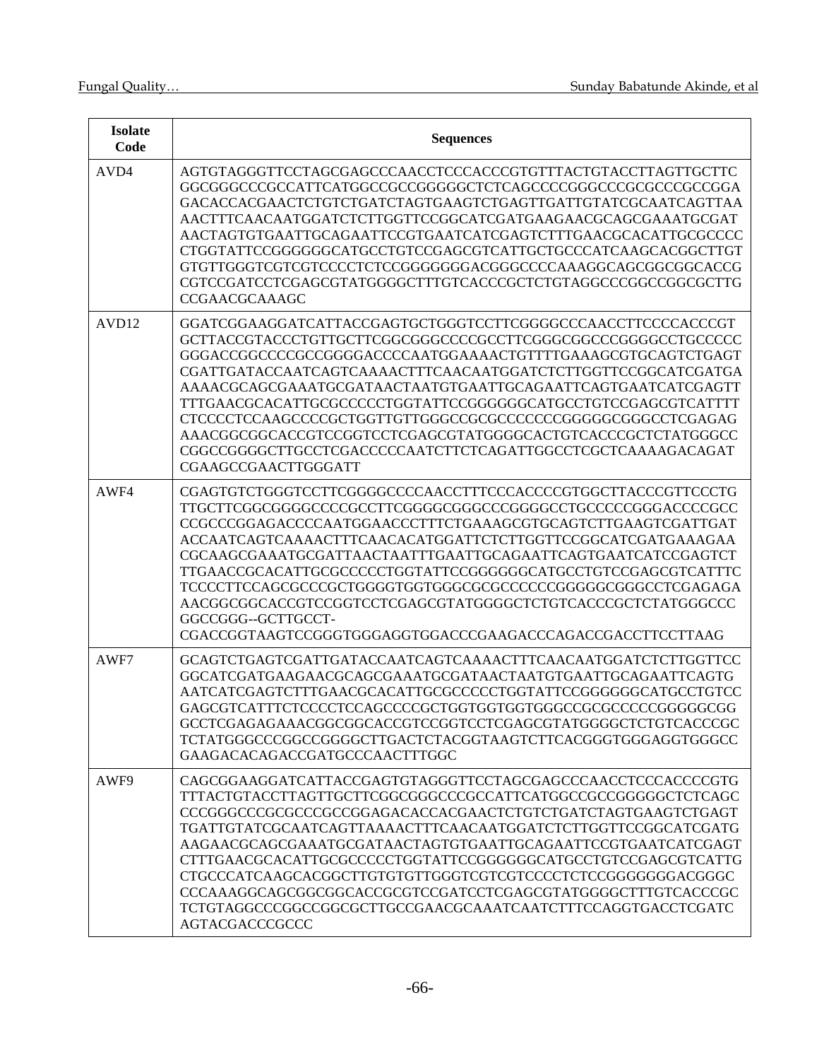| Isolate Code | Sequences |
|---|---|
| AVD4 | AGTGTAGGGTTCCTAGCGAGCCCAACCTCCCACCCGTGTTTACTGTACCTTAGTTGCTTC GGCGGGCCCGCCATTCATGGCCGCCGGGGGCTCTCAGCCCCGGGCCCGCGCCCGCCGGA GACACCACGAACTCTGTCTGATCTAGTGAAGTCTGAGTTGATTGTATCGCAATCAGTTAA AACTTTCAACAATGGATCTCTTGGTTCCGGCATCGATGAAGAACGCAGCGAAATGCGAT AACTAGTGTGAATTGCAGAATTCCGTGAATCATCGAGTCTTTGAACGCACATTGCGCCCC CTGGTATTCCGGGGGGCATGCCTGTCCGAGCGTCATTGCTGCCCATCAAGCACGGCTTGT GTGTTGGGTCGTCGTCCCCTCTCCGGGGGGGACGGGCCCCAAAGGCAGCGGCGGCACCG CGTCCGATCCTCGAGCGTATGGGGCTTTGTCACCCGCTCTGTAGGCCCGGCCGGCGCTTG CCGAACGCAAAGC |
| AVD12 | GGATCGGAAGGATCATTACCGAGTGCTGGGTCCTTCGGGGCCCAACCTTCCCCACCCGT GCTTACCGTACCCTGTTGCTTCGGCGGGCCCCGCCTTCGGGCGGCCCGGGGCCTGCCCCC GGGACCGGCCCCGCCGGGGACCCCAATGGAAAACTGTTTTGAAAGCGTGCAGTCTGAGT CGATTGATACCAATCAGTCAAAACTTTCAACAATGGATCTCTTGGTTCCGGCATCGATGA AAAACGCAGCGAAATGCGATAACTAATGTGAATTGCAGAATTCAGTGAATCATCGAGTT TTTGAACGCACATTGCGCCCCCTGGTATTCCGGGGGGCATGCCTGTCCGAGCGTCATTTT CTCCCCTCCAAGCCCCGCTGGTTGTTGGGCCGCGCCCCCCCGGGGGCGGGCCTCGAGAG AAACGGCGGCACCGTCCGGTCCTCGAGCGTATGGGGCACTGTCACCCGCTCTATGGCCC CGGCCGGGGCTTGCCTCGACCCCCAATCTTCTCAGATTGGCCTCGCTCAAAAGACAGAT CGAAGCCGAACTTGGGATT |
| AWF4 | CGAGTGTCTGGGTCCTTCGGGGCCCCAACCTTTCCCACCCCGTGGCTTACCCGTTCCCTG TTGCTTCGGCGGGGCCCCGCCTTCGGGGCGGGCCCGGGGCCTGCCCCCGGGACCCCGCC CCGCCCGGAGACCCCAATGGAACCCTTTCTGAAAGCGTGCAGTCTTGAAGTCGATTGAT ACCAATCAGTCAAAACTTTCAACACATGGATTCTCTTGGTTCCGGCATCGATGAAAGAA CGCAAGCGAAATGCGATTAACTAATTTGAATTGCAGAATTCAGTGAATCATCCGAGTCT TTGAACCGCACATTGCGCCCCCTGGTATTCCGGGGGGCATGCCTGTCCGAGCGTCATTTC TCCCCTTCCAGCGCCCGCTGGGGTGGTGGGCGCGCCCCCCGGGGGCGGGCCTCGAGAGA AACGGCGGCACCGTCCGGTCCTCGAGCGTATGGGGCTCTGTCACCCGCTCTATGGGCCC GGCCGGG--GCTTGCCT- CGACCGGTAAGTCCGGGTGGGAGGTGGACCCGAAGACCCAGACCGACCTTCCTTAAG |
| AWF7 | GCAGTCTGAGTCGATTGATACCAATCAGTCAAAACTTTCAACAATGGATCTCTTGGTTCC GGCATCGATGAAGAACGCAGCGAAATGCGATAACTAATGTGAATTGCAGAATTCAGTG AATCATCGAGTCTTTGAACGCACATTGCGCCCCCTGGTATTCCGGGGGGCATGCCTGTCC GAGCGTCATTTCTCCCCTCCAGCCCCGCTGGTGGTGGTGGGCCGCGCCCCCGGGGGCGG GCCTCGAGAGAAACGGCGGCACCGTCCGGTCCTCGAGCGTATGGGGCTCTGTCACCCGC TCTATGGGCCCGGCCGGGGCTTGACTCTACGGTAAGTCTTCACGGGTGGGAGGTGGGCC GAAGACACAGACCGATGCCCAACTTTGGC |
| AWF9 | CAGCGGAAGGATCATTACCGAGTGTAGGGTTCCTAGCGAGCCCAACCTCCCACCCCGTG TTTACTGTACCTTAGTTGCTTCGGCGGGCCCGCCATTCATGGCCGCCGGGGGCTCTCAGC CCCGGGCCCGCGCCCGCCGGAGACACCACGAACTCTGTCTGATCTAGTGAAGTCTGAGT TGATTGTATCGCAATCAGTTAAAACTTTCAACAATGGATCTCTTGGTTCCGGCATCGATG AAGAACGCAGCGAAATGCGATAACTAGTGTGAATTGCAGAATTCCGTGAATCATCGAGT CTTTGAACGCACATTGCGCCCCCTGGTATTCCGGGGGGCATGCCTGTCCGAGCGTCATTG CTGCCCATCAAGCACGGCTTGTGTGTTGGGTCGTCGTCCCCTCTCCGGGGGGGACGGGC CCCAAAGGCAGCGGCGGCACCGCGTCCGATCCTCGAGCGTATGGGGCTTTGTCACCCGC TCTGTAGGCCCGGCCGGCGCTTGCCGAACGCAAATCAATCTTTCCAGGTGACCTCGATC AGTACGACCCGCCC |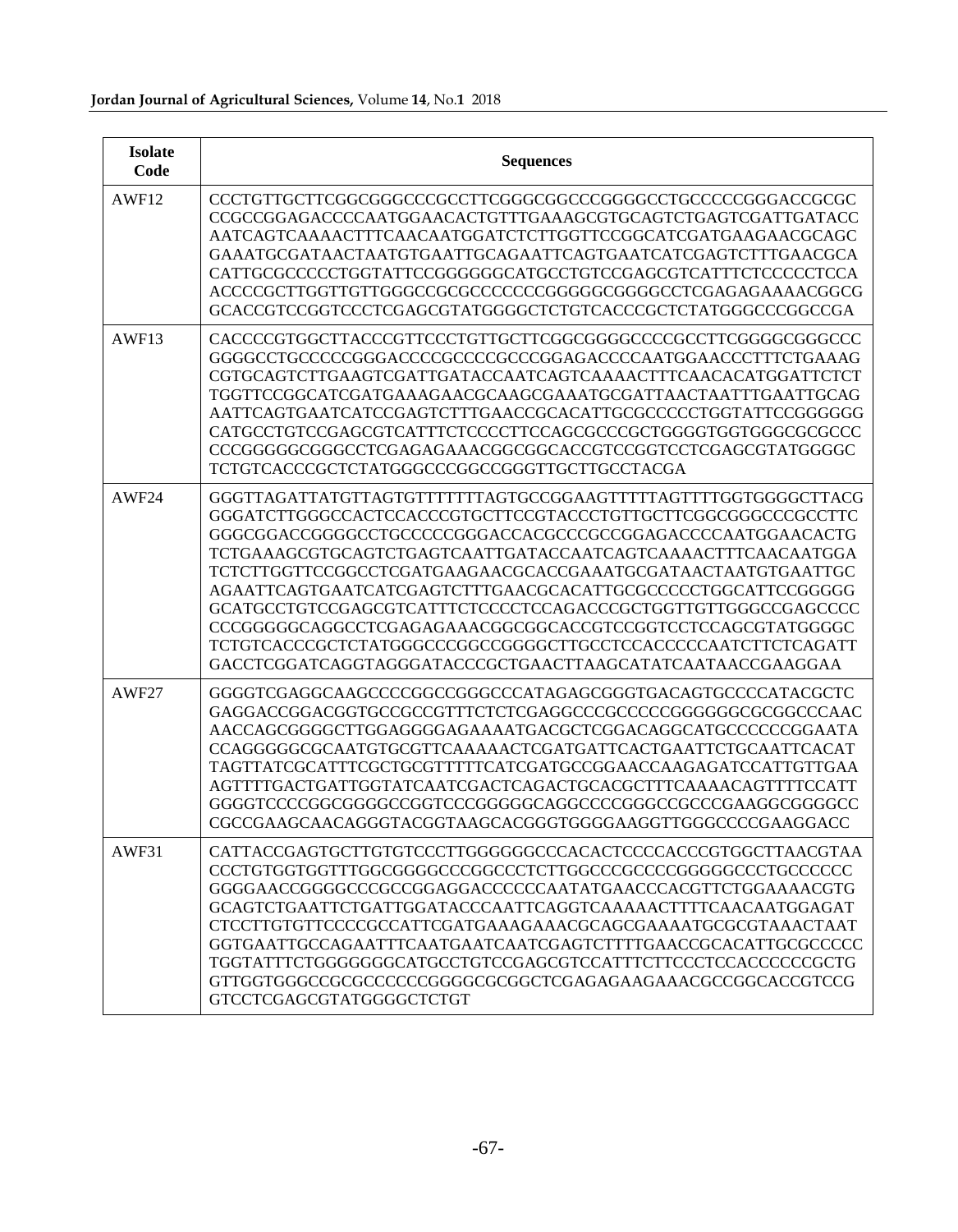| Isolate Code | Sequences |
|---|---|
| AWF12 | CCCTGTTGCTTCGGCGGGCCCGCCTTCGGGCGGCCCGGGGCCTGCCCCCGGGACCGCGC CCGCCGGAGACCCCAATGGAACACTGTTTGAAAGCGTGCAGTCTGAGTCGATTGATACC AATCAGTCAAAACTTTCAACAATGGATCTCTTGGTTCCGGCATCGATGAAGAACGCAGC GAAATGCGATAACTAATGTGAATTGCAGAATTCAGTGAATCATCGAGTCTTTGAACGCA CATTGCGCCCCCTGGTATTCCGGGGGGCATGCCTGTCCGAGCGTCATTTCTCCCCCTCCA ACCCCGCTTGGTTGTTGGGCCGCGCCCCCCCGGGGGCGGGCCTCGAGAGAAAACGGCG GCACCGTCCGGTCCCTCGAGCGTATGGGGCTCTGTCACCCGCTCTATGGGCCCGGCCGA |
| AWF13 | CACCCCGTGGCTTACCCGTTCCCTGTTGCTTCGGCGGGGCCCCGCCTTCGGGGCGGGCCC GGGGCCTGCCCCCGGGACCCCGCCCCGCCCGGAGACCCCAATGGAACCCTTTCTGAAAG CGTGCAGTCTTGAAGTCGATTGATACCAATCAGTCAAAACTTTCAACACATGGATTCTCT TGGTTCCGGCATCGATGAAAGAACGCAAGCGAAATGCGATTAACTAATTTGAATTGCAG AATTCAGTGAATCATCCGAGTCTTTGAACCGCACATTGCGCCCCCTGGTATTCCGGGGGG CATGCCTGTCCGAGCGTCATTTCTCCCCTTCCAGCGCCCGCTGGGGTGGTGGGCGCGCCC CCCGGGGGCGGGCCTCGAGAGAAACGGCGGCACCGTCCGGTCCTCGAGCGTATGGGGC TCTGTCACCCGCTCTATGGGCCCGGCCGGGTTGCTTGCCTACGA |
| AWF24 | GGGTTAGATTATGTTAGTGTTTTTTTAGTGCCGGAAGTTTTTAGTTTTGGTGGGGCTTACG GGGATCTTGGGCCACTCCACCCGTGCTTCCGTACCCTGTTGCTTCGGCGGGCCCGCCTTC GGGCGGACCGGGGCCTGCCCCCGGGACCACGCCCGCCGGAGACCCCAATGGAACACTG TCTGAAAGCGTGCAGTCTGAGTCAATTGATACCAATCAGTCAAAACTTTCAACAATGGA TCTCTTGGTTCCGGCCTCGATGAAGAACGCACCGAAATGCGATAACTAATGTGAATTGC AGAATTCAGTGAATCATCGAGTCTTTGAACGCACATTGCGCCCCCTGGCATTCCGGGGG GCATGCCTGTCCGAGCGTCATTTCTCCCCTCCAGACCCGCTGGTTGTTGGGCCGAGCCCC CCCGGGGGCAGGCCTCGAGAGAAACGGCGGCACCGTCCGGTCCTCCAGCGTATGGGGC TCTGTCACCCGCTCTATGGGCCCGGCCGGGGCTTGCCTCCACCCCCAATCTTCTCAGATT GACCTCGGATCAGGTAGGGATACCCGCTGAACTTAAGCATATCAATAACCGAAGGAA |
| AWF27 | GGGGTCGAGGCAAGCCCCGGCCGGGCCCATAGAGCGGGTGACAGTGCCCCATACGCTC GAGGACCGGACGGTGCCGCCGTTTCTCTCGAGGCCCGCCCCCGGGGGGCGCGGCCCAAC AACCAGCGGGGCTTGGAGGGGAGAAAATGACGCTCGGACAGGCATGCCCCCCGGAATA CCAGGGGGCGCAATGTGCGTTCAAAAACTCGATGATTCACTGAATTCTGCAATTCACAT TAGTTATCGCATTTCGCTGCGTTTTTCATCGATGCCGGAACCAAGAGATCCATTGTTGAA AGTTTTGACTGATTGGTATCAATCGACTCAGACTGCACGCTTTCAAAACAGTTTTCCATT GGGGTCCCCGGCGGGGCCGGTCCCGGGGGCAGGCCCCGGGCCGCCCGAAGGCGGGGCC CGCCGAAGCAACAGGGTACGGTAAGCACGGGTGGGGAAGGTTGGGCCCCGAAGGACC |
| AWF31 | CATTACCGAGTGCTTGTGTCCCTTGGGGGGCCCACACTCCCCACCCGTGGCTTAACGTAA CCCTGTGGTGGTTTGGCGGGGCCCGGCCCTCTTGGCCCGCCCCGGGGGCCCTGCCCCCC GGGGAACCGGGGCCCGCCGGAGGACCCCCCAATATGAACCCACGTTCTGGAAAACGTG GCAGTCTGAATTCTGATTGGATACCCAATTCAGGTCAAAAACTTTTCAACAATGGAGAT CTCCTTGTGTTCCCCGCCATTCGATGAAAGAAACGCAGCGAAAATGCGCGTAAACTAAT GGTGAATTGCCAGAATTTCAATGAATCAATCGAGTCTTTTGAACCGCACATTGCGCCCCC TGGTATTTCTGGGGGGGCATGCCTGTCCGAGCGTCCATTTCTTCCCTCCACCCCCCGCTG GTTGGTGGGCCGCGCCCCCCGGGGCGCGGCTCGAGAGAAGAAACGCCGGCACCGTCCG GTCCTCGAGCGTATGGGGCTCTGT |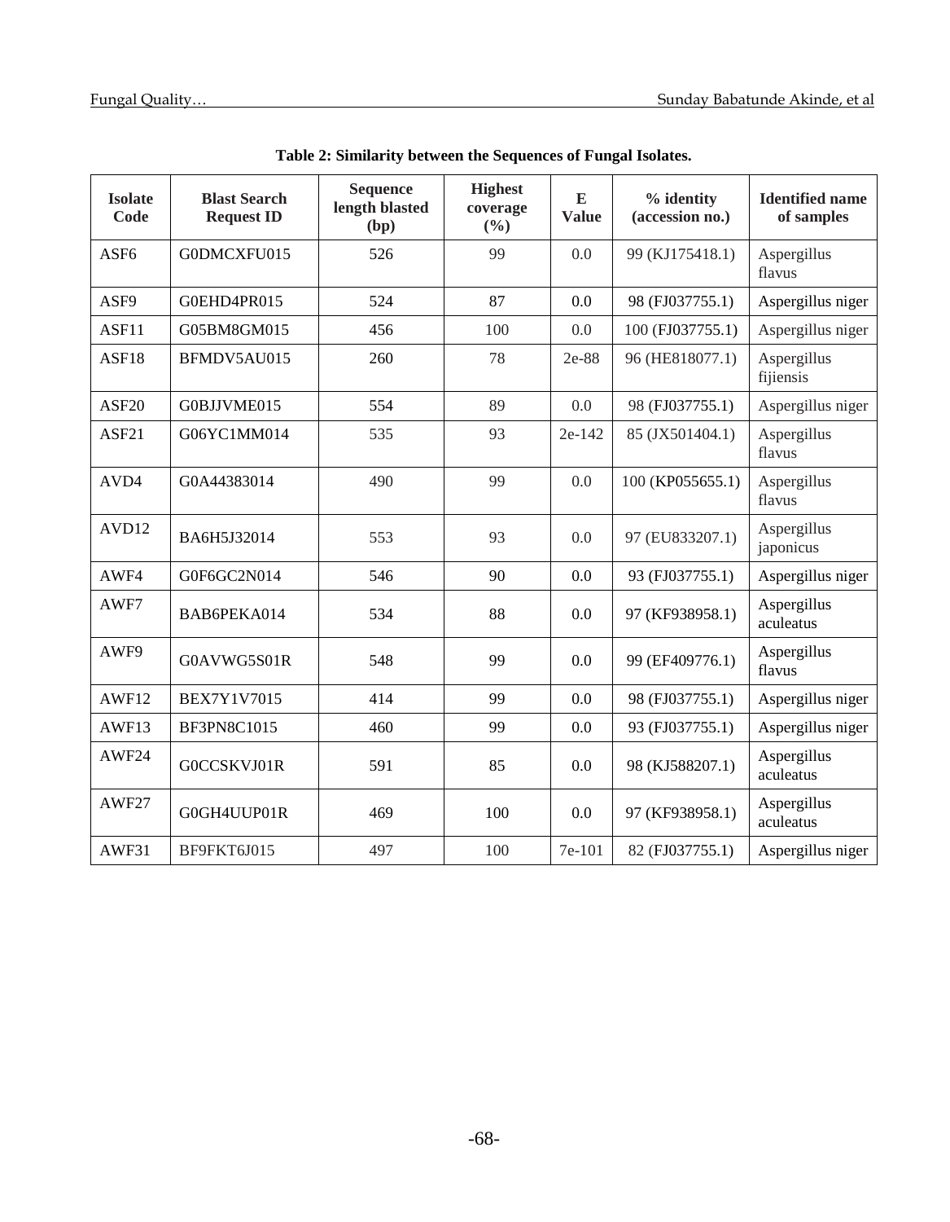**Table 2: Similarity between the Sequences of Fungal Isolates.**

| Isolate Code | Blast Search Request ID | Sequence length blasted (bp) | Highest coverage (%) | E Value | % identity (accession no.) | Identified name of samples |
|---|---|---|---|---|---|---|
| ASF6 | G0DMCXFU015 | 526 | 99 | 0.0 | 99 (KJ175418.1) | Aspergillus flavus |
| ASF9 | G0EHD4PR015 | 524 | 87 | 0.0 | 98 (FJ037755.1) | Aspergillus niger |
| ASF11 | G05BM8GM015 | 456 | 100 | 0.0 | 100 (FJ037755.1) | Aspergillus niger |
| ASF18 | BFMDV5AU015 | 260 | 78 | 2e-88 | 96 (HE818077.1) | Aspergillus fijiensis |
| ASF20 | G0BJJVME015 | 554 | 89 | 0.0 | 98 (FJ037755.1) | Aspergillus niger |
| ASF21 | G06YC1MM014 | 535 | 93 | 2e-142 | 85 (JX501404.1) | Aspergillus flavus |
| AVD4 | G0A44383014 | 490 | 99 | 0.0 | 100 (KP055655.1) | Aspergillus flavus |
| AVD12 | BA6H5J32014 | 553 | 93 | 0.0 | 97 (EU833207.1) | Aspergillus japonicus |
| AWF4 | G0F6GC2N014 | 546 | 90 | 0.0 | 93 (FJ037755.1) | Aspergillus niger |
| AWF7 | BAB6PEKA014 | 534 | 88 | 0.0 | 97 (KF938958.1) | Aspergillus aculeatus |
| AWF9 | G0AVWG5S01R | 548 | 99 | 0.0 | 99 (EF409776.1) | Aspergillus flavus |
| AWF12 | BEX7Y1V7015 | 414 | 99 | 0.0 | 98 (FJ037755.1) | Aspergillus niger |
| AWF13 | BF3PN8C1015 | 460 | 99 | 0.0 | 93 (FJ037755.1) | Aspergillus niger |
| AWF24 | G0CCSKVJ01R | 591 | 85 | 0.0 | 98 (KJ588207.1) | Aspergillus aculeatus |
| AWF27 | G0GH4UUP01R | 469 | 100 | 0.0 | 97 (KF938958.1) | Aspergillus aculeatus |
| AWF31 | BF9FKT6J015 | 497 | 100 | 7e-101 | 82 (FJ037755.1) | Aspergillus niger |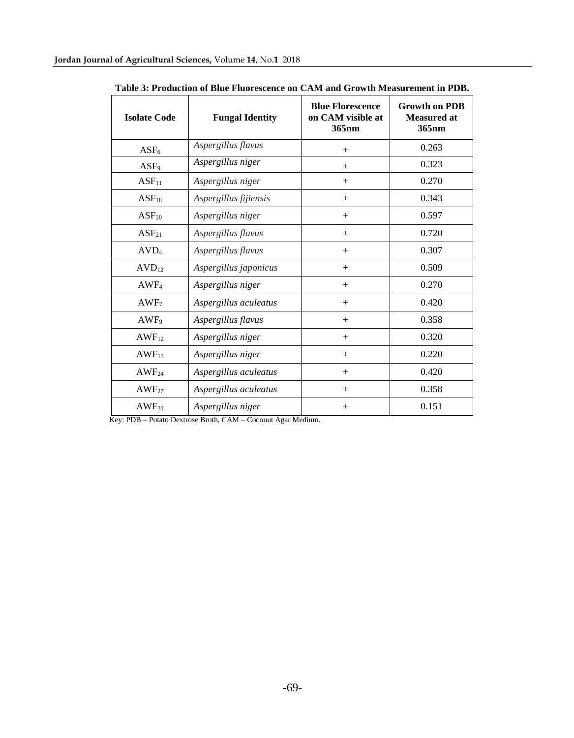**Table 3: Production of Blue Fluorescence on CAM and Growth Measurement in PDB.**

| Isolate Code | Fungal Identity | Blue Florescence on CAM visible at 365nm | Growth on PDB Measured at 365nm |
|---|---|---|---|
| $ASF_6$ | *Aspergillus flavus* | + | 0.263 |
| $ASF_9$ | *Aspergillus niger* | + | 0.323 |
| $ASF_{11}$ | *Aspergillus niger* | + | 0.270 |
| $ASF_{18}$ | *Aspergillus fijiensis* | + | 0.343 |
| $ASF_{20}$ | *Aspergillus niger* | + | 0.597 |
| $ASF_{21}$ | *Aspergillus flavus* | + | 0.720 |
| $AVD_4$ | *Aspergillus flavus* | + | 0.307 |
| $AVD_{12}$ | *Aspergillus japonicus* | + | 0.509 |
| $AWF_4$ | *Aspergillus niger* | + | 0.270 |
| $AWF_7$ | *Aspergillus aculeatus* | + | 0.420 |
| $AWF_9$ | *Aspergillus flavus* | + | 0.358 |
| $AWF_{12}$ | *Aspergillus niger* | + | 0.320 |
| $AWF_{13}$ | *Aspergillus niger* | + | 0.220 |
| $AWF_{24}$ | *Aspergillus aculeatus* | + | 0.420 |
| $AWF_{27}$ | *Aspergillus aculeatus* | + | 0.358 |
| $AWF_{31}$ | *Aspergillus niger* | + | 0.151 |

Key: PDB – Potato Dextrose Broth, CAM – Coconut Agar Medium.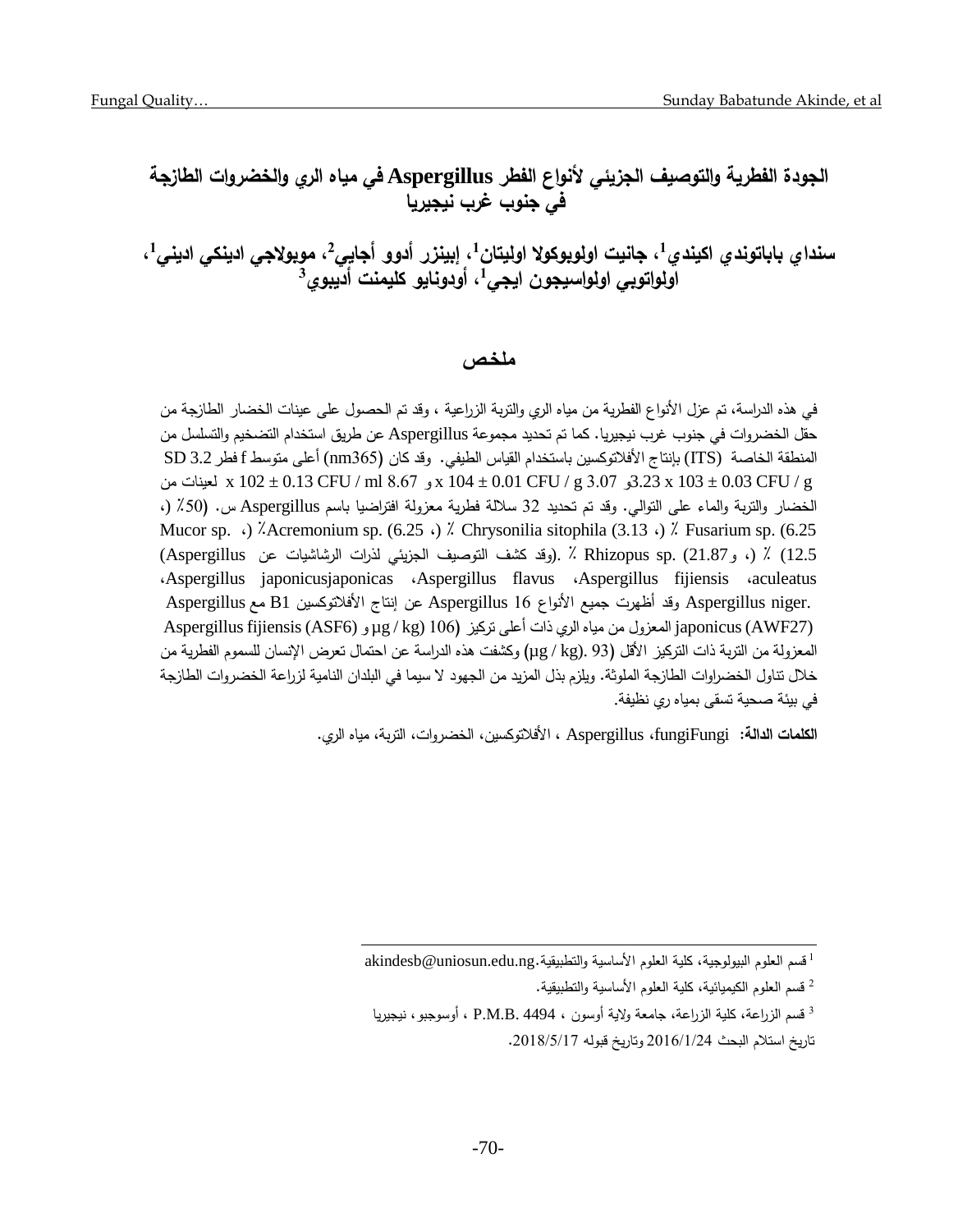# الجودة الفطرية والتوصيف الجزيئي لأنواع الفطر Aspergillus في مياه الري والخضروات الطازجة في جنوب غرب نيجيريا

**سنداي باباتوندي اكيندي[1]، جانيت اولوبوكولا اوليتان[1]، إبينزر أدوو أجايي[2]، موبولاجي اديكي اديني[1]، اولواتوبي اولواسيجون ايجي[1]، أودونايو كليمنت أديبوي[3]**

## ملخص

في هذه الدراسة، تم عزل الأنواع الفطرية من مياه الري والتربة الزراعية ، وقد تم الحصول على عينات الخضار الطازجة من حقل الخضروات في جنوب غرب نيجيريا. كما تم تحديد مجموعة Aspergillus عن طريق استخدام التضخيم والتسلسل من المنطقة الخاصة (ITS) بإنتاج الأفلاتوكسين باستخدام القياس الطيفي. وقد كان (nm365) أعلى متوسط f فطر SD 3.2 x 102 ± 0.13 CFU / ml 8.67 و x 104 ± 0.01 CFU / g 3.07 و3.23 x 103 ± 0.03 CFU / g لعينات من الخضار والتربة والماء على التوالي. وقد تم تحديد 32 سلالة فطرية معزولة افتراضيا باسم Aspergillus س. (50٪ ) ، Mucor sp. ،) ٪Acremonium sp. (6.25 ،) ٪ Chrysonilia sitophila (3.13 ،) ٪ Fusarium sp. (6.25 (12.5 ٪ ) ، و21.87) Rhizopus sp. ٪ .(وقد كشف التوصيف الجزيئي لذرات الرشاشيات عن (Aspergillus aculeatus، Aspergillus fijiensis، Aspergillus flavus، Aspergillus japonicusjaponicas، Aspergillus niger. وقد أظهرت جميع الأنواع Aspergillus 16 عن إنتاج الأفلاتوكسين B1 مع Aspergillus japonicus (AWF27) المعزول من مياه الري ذات أعلى تركيز (106 (µg / kg و Aspergillus fijiensis (ASF6) المعزولة من التربة ذات التركيز الأقل (93 .µg / kg) وكشفت هذه الدراسة عن احتمال تعرض الإنسان للسموم الفطرية من خلال تناول الخضراوات الطازجة الملوثة. ويلزم بذل المزيد من الجهود لا سيما في البلدان النامية لزراعة الخضروات الطازجة في بيئة صحية تسقى بمياه ري نظيفة.

**الكلمات الدالة:** fungiFungi، Aspergillus ، الأفلاتوكسين، الخضروات، التربة، مياه الري.

---

[1] قسم العلوم البيولوجية، كلية العلوم الأساسية والتطبيقية.akindesb@uniosun.edu.ng

[2] قسم العلوم الكيميائية، كلية العلوم الأساسية والتطبيقية.

[3] قسم الزراعة، كلية الزراعة، جامعة ولاية أوسون ، P.M.B. 4494 ، أوسوجبو ، نيجيريا

تاريخ استلام البحث 2016/1/24 وتاريخ قبوله 2018/5/17.